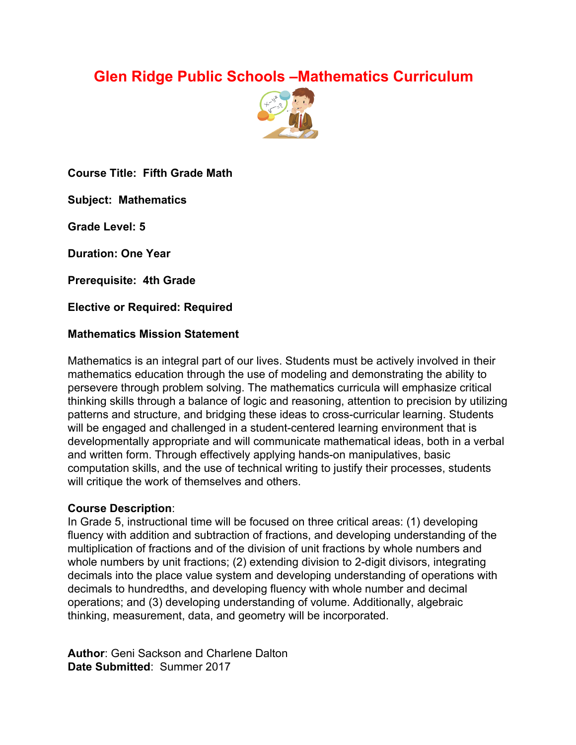# Glen Ridge Public Schools –Mathematics Curriculum

**Course Title: Fifth Grade Math**

**Subject: Mathematics**

**Grade Level: 5**

**Duration: One Year**

**Prerequisite: 4th Grade**

**Elective or Required: Required**

**Mathematics Mission Statement**

Mathematics is an integral part of our lives. Students must be actively involved in their mathematics education through the use of modeling and demonstrating the ability to persevere through problem solving. The mathematics curricula will emphasize critical thinking skills through a balance of logic and reasoning, attention to precision by utilizing patterns and structure, and bridging these ideas to cross-curricular learning. Students will be engaged and challenged in a student-centered learning environment that is developmentally appropriate and will communicate mathematical ideas, both in a verbal and written form. Through effectively applying hands-on manipulatives, basic computation skills, and the use of technical writing to justify their processes, students will critique the work of themselves and others.

**Course Description**:
In Grade 5, instructional time will be focused on three critical areas: (1) developing fluency with addition and subtraction of fractions, and developing understanding of the multiplication of fractions and of the division of unit fractions by whole numbers and whole numbers by unit fractions; (2) extending division to 2-digit divisors, integrating decimals into the place value system and developing understanding of operations with decimals to hundredths, and developing fluency with whole number and decimal operations; and (3) developing understanding of volume. Additionally, algebraic thinking, measurement, data, and geometry will be incorporated.

**Author**: Geni Sackson and Charlene Dalton
**Date Submitted**: Summer 2017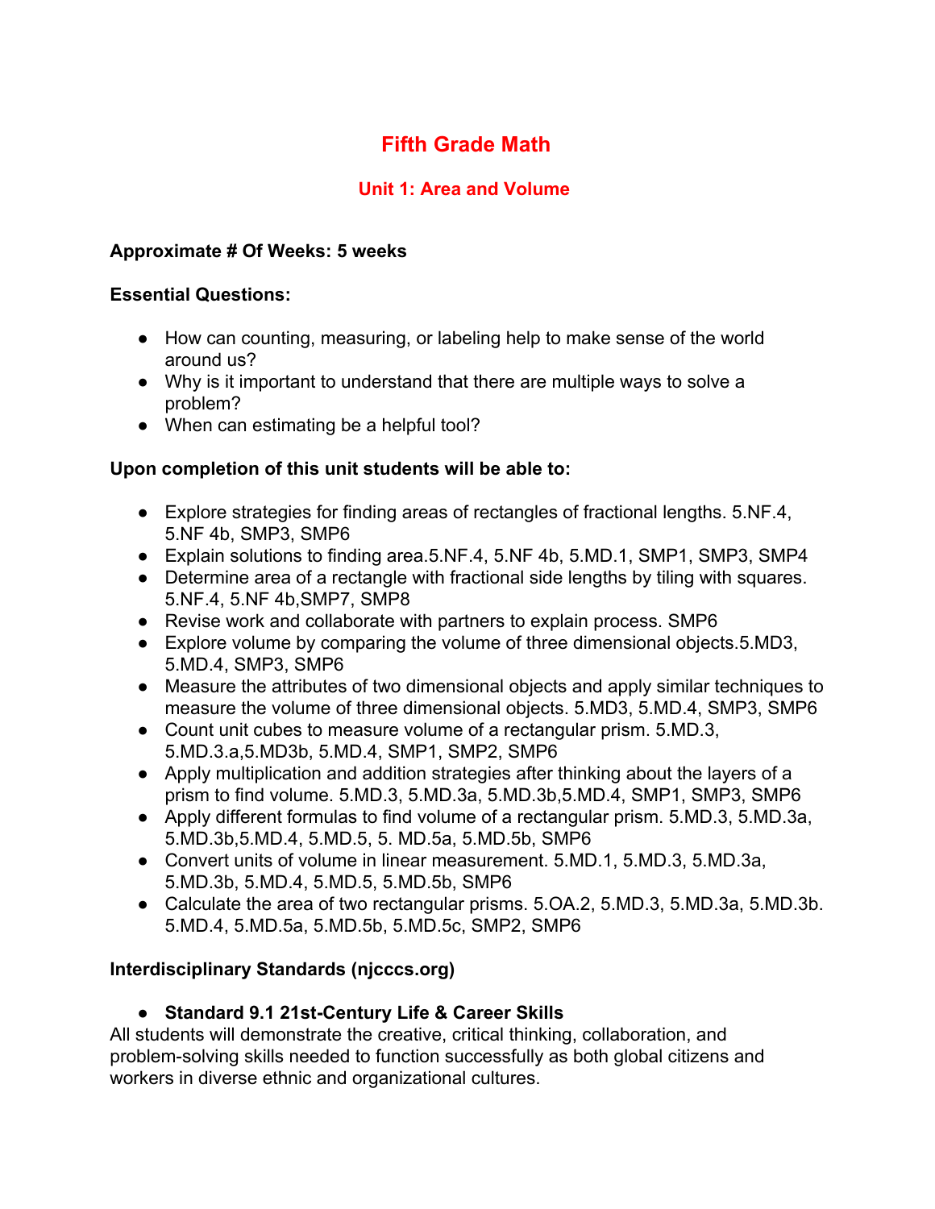# Fifth Grade Math

## Unit 1: Area and Volume

**Approximate # Of Weeks: 5 weeks**

**Essential Questions:**

- How can counting, measuring, or labeling help to make sense of the world around us?
- Why is it important to understand that there are multiple ways to solve a problem?
- When can estimating be a helpful tool?

**Upon completion of this unit students will be able to:**

- Explore strategies for finding areas of rectangles of fractional lengths. 5.NF.4, 5.NF 4b, SMP3, SMP6
- Explain solutions to finding area.5.NF.4, 5.NF 4b, 5.MD.1, SMP1, SMP3, SMP4
- Determine area of a rectangle with fractional side lengths by tiling with squares. 5.NF.4, 5.NF 4b,SMP7, SMP8
- Revise work and collaborate with partners to explain process. SMP6
- Explore volume by comparing the volume of three dimensional objects.5.MD3, 5.MD.4, SMP3, SMP6
- Measure the attributes of two dimensional objects and apply similar techniques to measure the volume of three dimensional objects. 5.MD3, 5.MD.4, SMP3, SMP6
- Count unit cubes to measure volume of a rectangular prism. 5.MD.3, 5.MD.3.a,5.MD3b, 5.MD.4, SMP1, SMP2, SMP6
- Apply multiplication and addition strategies after thinking about the layers of a prism to find volume. 5.MD.3, 5.MD.3a, 5.MD.3b,5.MD.4, SMP1, SMP3, SMP6
- Apply different formulas to find volume of a rectangular prism. 5.MD.3, 5.MD.3a, 5.MD.3b,5.MD.4, 5.MD.5, 5. MD.5a, 5.MD.5b, SMP6
- Convert units of volume in linear measurement. 5.MD.1, 5.MD.3, 5.MD.3a, 5.MD.3b, 5.MD.4, 5.MD.5, 5.MD.5b, SMP6
- Calculate the area of two rectangular prisms. 5.OA.2, 5.MD.3, 5.MD.3a, 5.MD.3b. 5.MD.4, 5.MD.5a, 5.MD.5b, 5.MD.5c, SMP2, SMP6

**Interdisciplinary Standards (njcccs.org)**

- **Standard 9.1 21st-Century Life & Career Skills**

All students will demonstrate the creative, critical thinking, collaboration, and problem-solving skills needed to function successfully as both global citizens and workers in diverse ethnic and organizational cultures.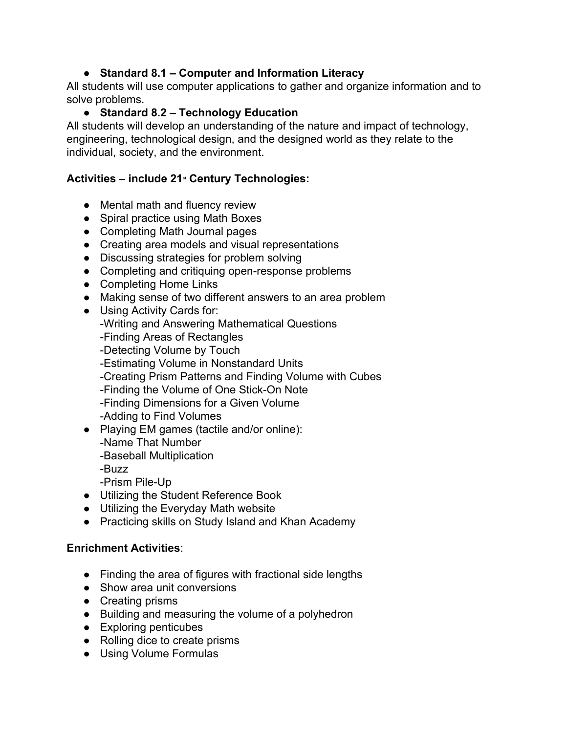- **Standard 8.1 – Computer and Information Literacy**

All students will use computer applications to gather and organize information and to solve problems.

- **Standard 8.2 – Technology Education**

All students will develop an understanding of the nature and impact of technology, engineering, technological design, and the designed world as they relate to the individual, society, and the environment.

**Activities – include 21st Century Technologies:**

- Mental math and fluency review
- Spiral practice using Math Boxes
- Completing Math Journal pages
- Creating area models and visual representations
- Discussing strategies for problem solving
- Completing and critiquing open-response problems
- Completing Home Links
- Making sense of two different answers to an area problem
- Using Activity Cards for:
  -Writing and Answering Mathematical Questions
  -Finding Areas of Rectangles
  -Detecting Volume by Touch
  -Estimating Volume in Nonstandard Units
  -Creating Prism Patterns and Finding Volume with Cubes
  -Finding the Volume of One Stick-On Note
  -Finding Dimensions for a Given Volume
  -Adding to Find Volumes
- Playing EM games (tactile and/or online):
  -Name That Number
  -Baseball Multiplication
  -Buzz
  -Prism Pile-Up
- Utilizing the Student Reference Book
- Utilizing the Everyday Math website
- Practicing skills on Study Island and Khan Academy

**Enrichment Activities**:

- Finding the area of figures with fractional side lengths
- Show area unit conversions
- Creating prisms
- Building and measuring the volume of a polyhedron
- Exploring penticubes
- Rolling dice to create prisms
- Using Volume Formulas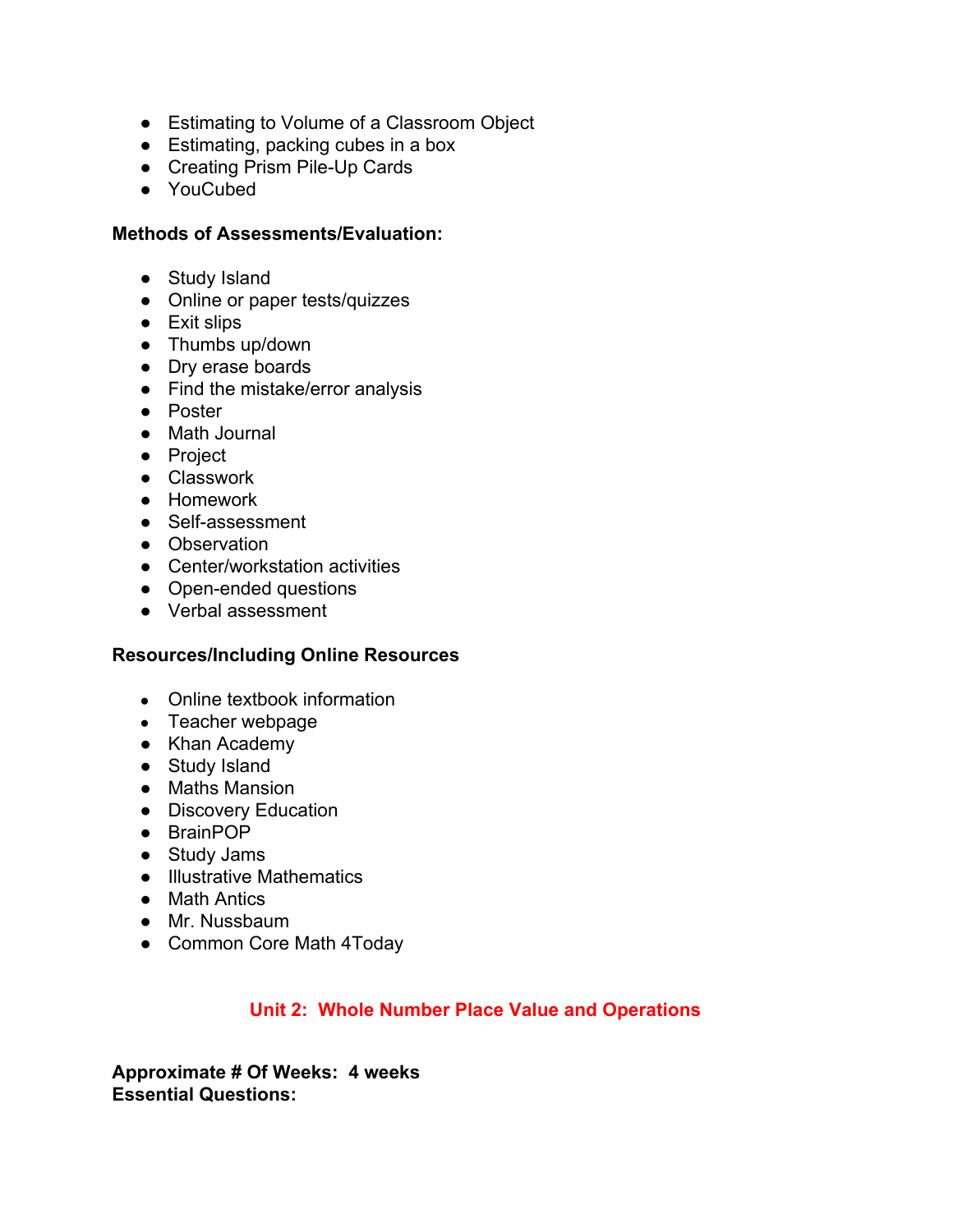- Estimating to Volume of a Classroom Object
- Estimating, packing cubes in a box
- Creating Prism Pile-Up Cards
- YouCubed

**Methods of Assessments/Evaluation:**

- Study Island
- Online or paper tests/quizzes
- Exit slips
- Thumbs up/down
- Dry erase boards
- Find the mistake/error analysis
- Poster
- Math Journal
- Project
- Classwork
- Homework
- Self-assessment
- Observation
- Center/workstation activities
- Open-ended questions
- Verbal assessment

**Resources/Including Online Resources**

- Online textbook information
- Teacher webpage
- Khan Academy
- Study Island
- Maths Mansion
- Discovery Education
- BrainPOP
- Study Jams
- Illustrative Mathematics
- Math Antics
- Mr. Nussbaum
- Common Core Math 4Today

## Unit 2: Whole Number Place Value and Operations

**Approximate # Of Weeks: 4 weeks**
**Essential Questions:**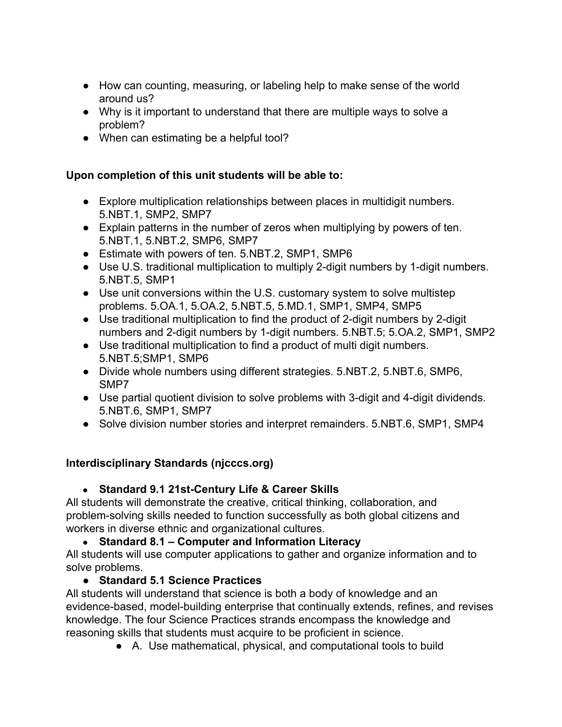- How can counting, measuring, or labeling help to make sense of the world around us?
- Why is it important to understand that there are multiple ways to solve a problem?
- When can estimating be a helpful tool?

**Upon completion of this unit students will be able to:**

- Explore multiplication relationships between places in multidigit numbers. 5.NBT.1, SMP2, SMP7
- Explain patterns in the number of zeros when multiplying by powers of ten. 5.NBT.1, 5.NBT.2, SMP6, SMP7
- Estimate with powers of ten. 5.NBT.2, SMP1, SMP6
- Use U.S. traditional multiplication to multiply 2-digit numbers by 1-digit numbers. 5.NBT.5, SMP1
- Use unit conversions within the U.S. customary system to solve multistep problems. 5.OA.1, 5.OA.2, 5.NBT.5, 5.MD.1, SMP1, SMP4, SMP5
- Use traditional multiplication to find the product of 2-digit numbers by 2-digit numbers and 2-digit numbers by 1-digit numbers. 5.NBT.5; 5.OA.2, SMP1, SMP2
- Use traditional multiplication to find a product of multi digit numbers. 5.NBT.5;SMP1, SMP6
- Divide whole numbers using different strategies. 5.NBT.2, 5.NBT.6, SMP6, SMP7
- Use partial quotient division to solve problems with 3-digit and 4-digit dividends. 5.NBT.6, SMP1, SMP7
- Solve division number stories and interpret remainders. 5.NBT.6, SMP1, SMP4

**Interdisciplinary Standards (njcccs.org)**

- **Standard 9.1 21st-Century Life & Career Skills**

All students will demonstrate the creative, critical thinking, collaboration, and problem-solving skills needed to function successfully as both global citizens and workers in diverse ethnic and organizational cultures.

- **Standard 8.1 – Computer and Information Literacy**

All students will use computer applications to gather and organize information and to solve problems.

- **Standard 5.1 Science Practices**

All students will understand that science is both a body of knowledge and an evidence-based, model-building enterprise that continually extends, refines, and revises knowledge. The four Science Practices strands encompass the knowledge and reasoning skills that students must acquire to be proficient in science.

  - A. Use mathematical, physical, and computational tools to build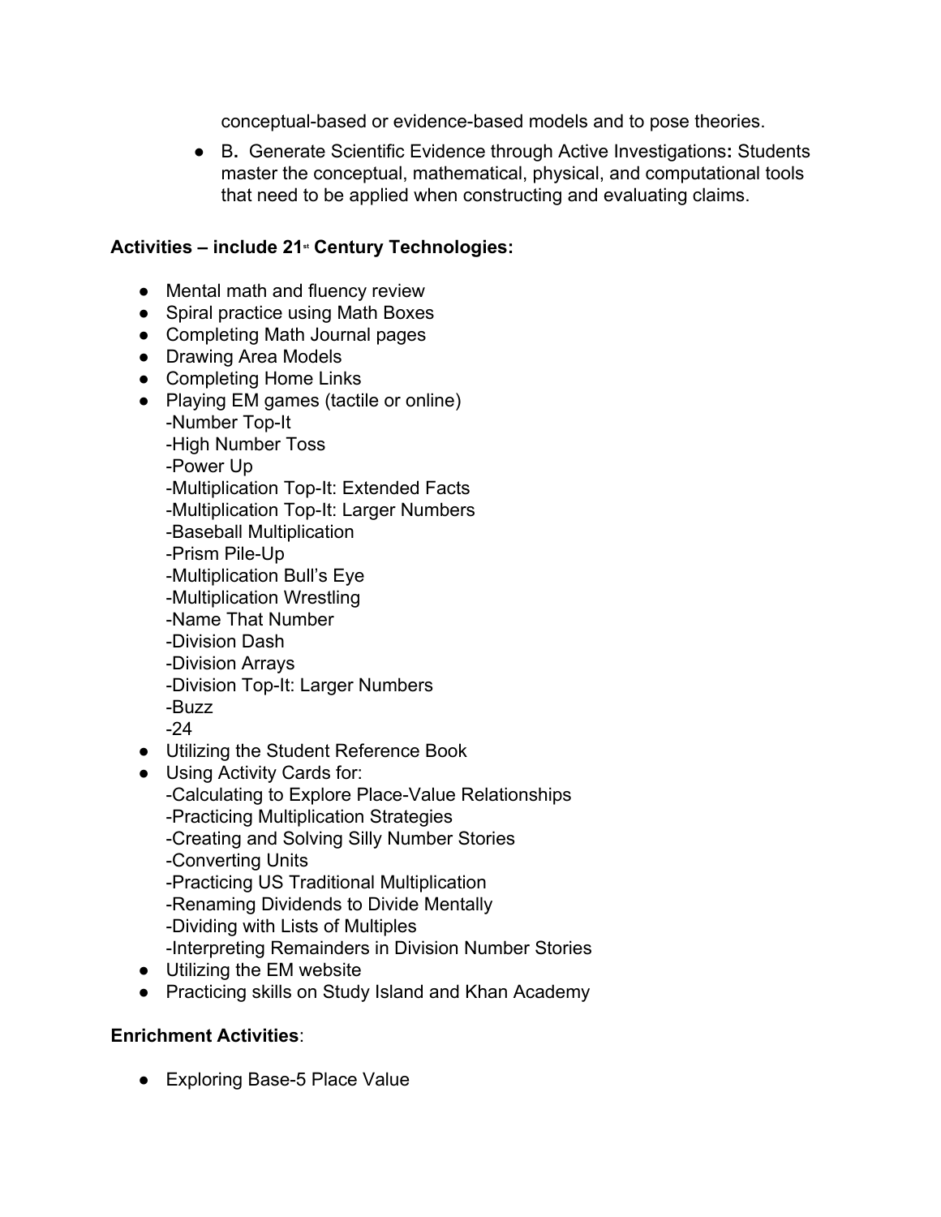conceptual-based or evidence-based models and to pose theories.

- B. Generate Scientific Evidence through Active Investigations: Students master the conceptual, mathematical, physical, and computational tools that need to be applied when constructing and evaluating claims.

**Activities – include 21st Century Technologies:**

- Mental math and fluency review
- Spiral practice using Math Boxes
- Completing Math Journal pages
- Drawing Area Models
- Completing Home Links
- Playing EM games (tactile or online)
  -Number Top-It
  -High Number Toss
  -Power Up
  -Multiplication Top-It: Extended Facts
  -Multiplication Top-It: Larger Numbers
  -Baseball Multiplication
  -Prism Pile-Up
  -Multiplication Bull's Eye
  -Multiplication Wrestling
  -Name That Number
  -Division Dash
  -Division Arrays
  -Division Top-It: Larger Numbers
  -Buzz
  -24
- Utilizing the Student Reference Book
- Using Activity Cards for:
  -Calculating to Explore Place-Value Relationships
  -Practicing Multiplication Strategies
  -Creating and Solving Silly Number Stories
  -Converting Units
  -Practicing US Traditional Multiplication
  -Renaming Dividends to Divide Mentally
  -Dividing with Lists of Multiples
  -Interpreting Remainders in Division Number Stories
- Utilizing the EM website
- Practicing skills on Study Island and Khan Academy

**Enrichment Activities**:

- Exploring Base-5 Place Value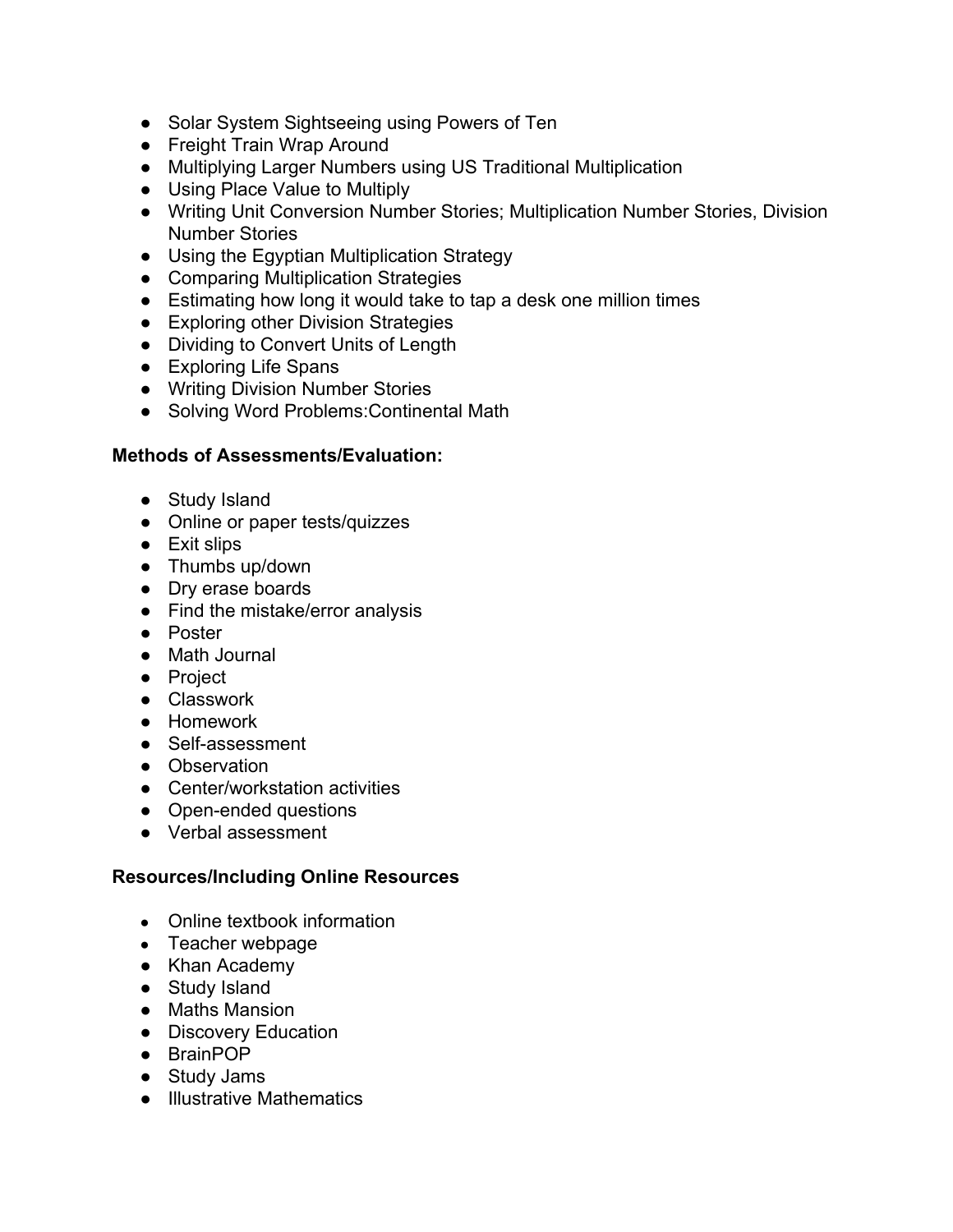- Solar System Sightseeing using Powers of Ten
- Freight Train Wrap Around
- Multiplying Larger Numbers using US Traditional Multiplication
- Using Place Value to Multiply
- Writing Unit Conversion Number Stories; Multiplication Number Stories, Division Number Stories
- Using the Egyptian Multiplication Strategy
- Comparing Multiplication Strategies
- Estimating how long it would take to tap a desk one million times
- Exploring other Division Strategies
- Dividing to Convert Units of Length
- Exploring Life Spans
- Writing Division Number Stories
- Solving Word Problems:Continental Math

**Methods of Assessments/Evaluation:**

- Study Island
- Online or paper tests/quizzes
- Exit slips
- Thumbs up/down
- Dry erase boards
- Find the mistake/error analysis
- Poster
- Math Journal
- Project
- Classwork
- Homework
- Self-assessment
- Observation
- Center/workstation activities
- Open-ended questions
- Verbal assessment

**Resources/Including Online Resources**

- Online textbook information
- Teacher webpage
- Khan Academy
- Study Island
- Maths Mansion
- Discovery Education
- BrainPOP
- Study Jams
- Illustrative Mathematics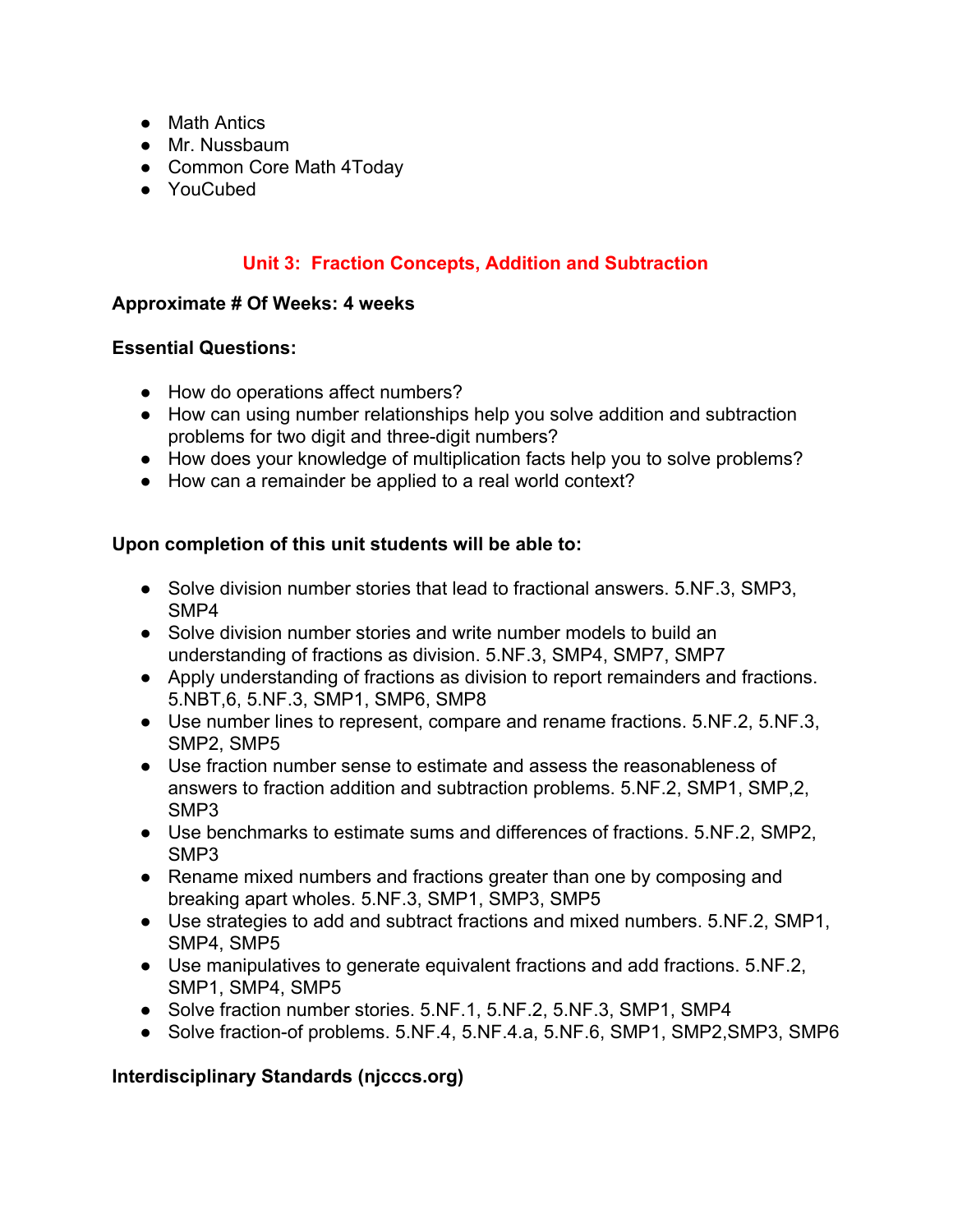- Math Antics
- Mr. Nussbaum
- Common Core Math 4Today
- YouCubed

## Unit 3: Fraction Concepts, Addition and Subtraction

**Approximate # Of Weeks: 4 weeks**

**Essential Questions:**

- How do operations affect numbers?
- How can using number relationships help you solve addition and subtraction problems for two digit and three-digit numbers?
- How does your knowledge of multiplication facts help you to solve problems?
- How can a remainder be applied to a real world context?

**Upon completion of this unit students will be able to:**

- Solve division number stories that lead to fractional answers. 5.NF.3, SMP3, SMP4
- Solve division number stories and write number models to build an understanding of fractions as division. 5.NF.3, SMP4, SMP7, SMP7
- Apply understanding of fractions as division to report remainders and fractions. 5.NBT,6, 5.NF.3, SMP1, SMP6, SMP8
- Use number lines to represent, compare and rename fractions. 5.NF.2, 5.NF.3, SMP2, SMP5
- Use fraction number sense to estimate and assess the reasonableness of answers to fraction addition and subtraction problems. 5.NF.2, SMP1, SMP,2, SMP3
- Use benchmarks to estimate sums and differences of fractions. 5.NF.2, SMP2, SMP3
- Rename mixed numbers and fractions greater than one by composing and breaking apart wholes. 5.NF.3, SMP1, SMP3, SMP5
- Use strategies to add and subtract fractions and mixed numbers. 5.NF.2, SMP1, SMP4, SMP5
- Use manipulatives to generate equivalent fractions and add fractions. 5.NF.2, SMP1, SMP4, SMP5
- Solve fraction number stories. 5.NF.1, 5.NF.2, 5.NF.3, SMP1, SMP4
- Solve fraction-of problems. 5.NF.4, 5.NF.4.a, 5.NF.6, SMP1, SMP2,SMP3, SMP6

**Interdisciplinary Standards (njcccs.org)**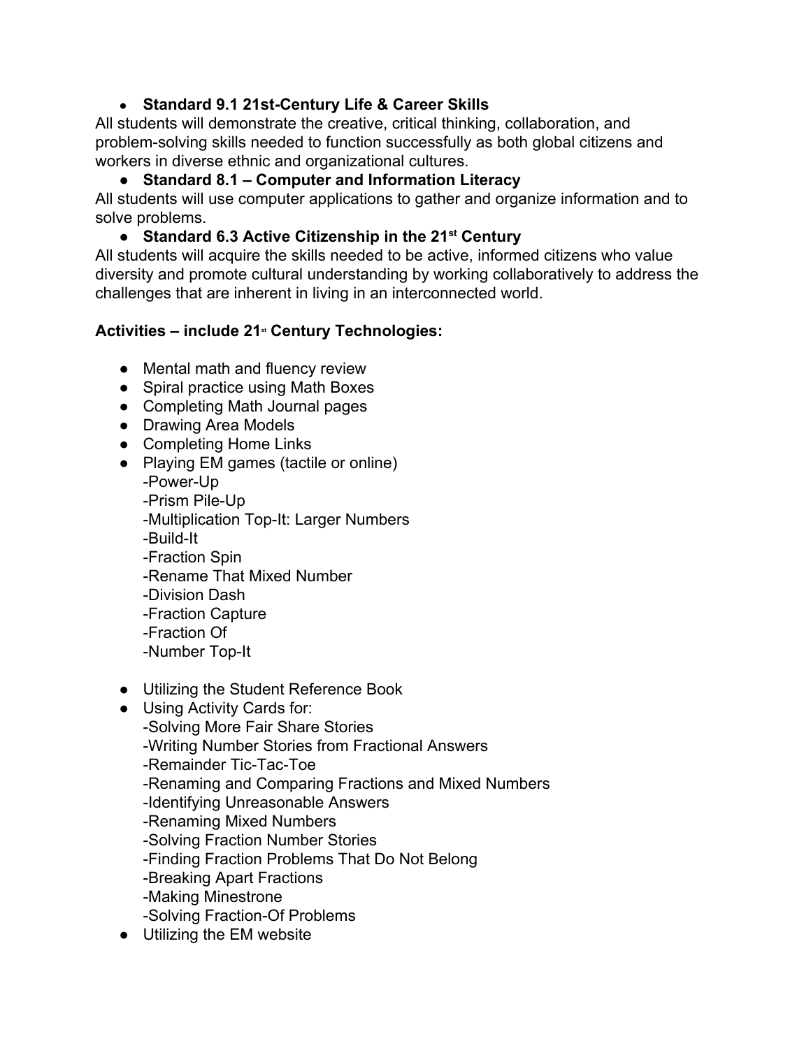- **Standard 9.1 21st-Century Life & Career Skills**

All students will demonstrate the creative, critical thinking, collaboration, and problem-solving skills needed to function successfully as both global citizens and workers in diverse ethnic and organizational cultures.

- **Standard 8.1 – Computer and Information Literacy**

All students will use computer applications to gather and organize information and to solve problems.

- **Standard 6.3 Active Citizenship in the 21st Century**

All students will acquire the skills needed to be active, informed citizens who value diversity and promote cultural understanding by working collaboratively to address the challenges that are inherent in living in an interconnected world.

**Activities – include 21st Century Technologies:**

- Mental math and fluency review
- Spiral practice using Math Boxes
- Completing Math Journal pages
- Drawing Area Models
- Completing Home Links
- Playing EM games (tactile or online)
  -Power-Up
  -Prism Pile-Up
  -Multiplication Top-It: Larger Numbers
  -Build-It
  -Fraction Spin
  -Rename That Mixed Number
  -Division Dash
  -Fraction Capture
  -Fraction Of
  -Number Top-It

- Utilizing the Student Reference Book
- Using Activity Cards for:
  -Solving More Fair Share Stories
  -Writing Number Stories from Fractional Answers
  -Remainder Tic-Tac-Toe
  -Renaming and Comparing Fractions and Mixed Numbers
  -Identifying Unreasonable Answers
  -Renaming Mixed Numbers
  -Solving Fraction Number Stories
  -Finding Fraction Problems That Do Not Belong
  -Breaking Apart Fractions
  -Making Minestrone
  -Solving Fraction-Of Problems
- Utilizing the EM website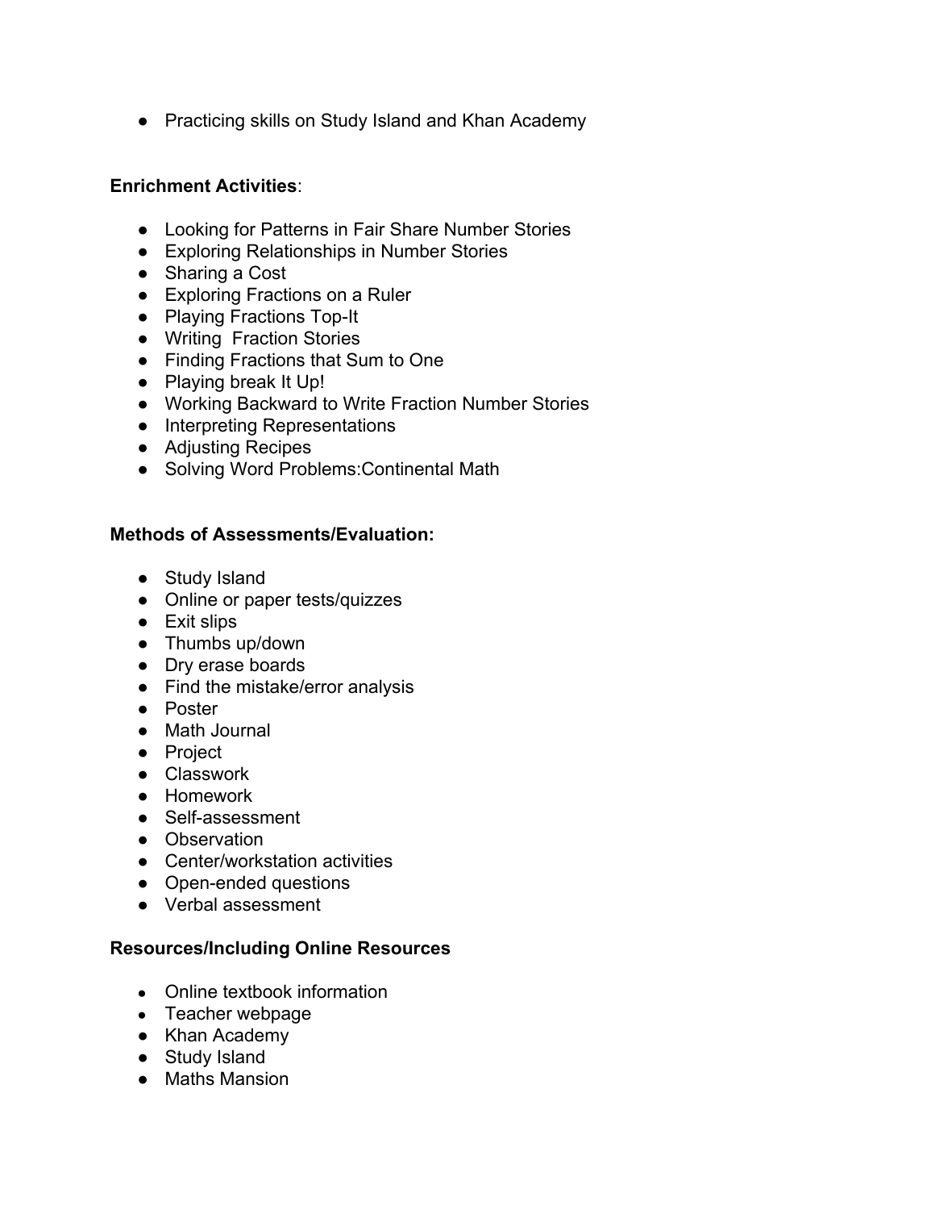- Practicing skills on Study Island and Khan Academy

**Enrichment Activities**:

- Looking for Patterns in Fair Share Number Stories
- Exploring Relationships in Number Stories
- Sharing a Cost
- Exploring Fractions on a Ruler
- Playing Fractions Top-It
- Writing  Fraction Stories
- Finding Fractions that Sum to One
- Playing break It Up!
- Working Backward to Write Fraction Number Stories
- Interpreting Representations
- Adjusting Recipes
- Solving Word Problems:Continental Math

**Methods of Assessments/Evaluation:**

- Study Island
- Online or paper tests/quizzes
- Exit slips
- Thumbs up/down
- Dry erase boards
- Find the mistake/error analysis
- Poster
- Math Journal
- Project
- Classwork
- Homework
- Self-assessment
- Observation
- Center/workstation activities
- Open-ended questions
- Verbal assessment

**Resources/Including Online Resources**

- Online textbook information
- Teacher webpage
- Khan Academy
- Study Island
- Maths Mansion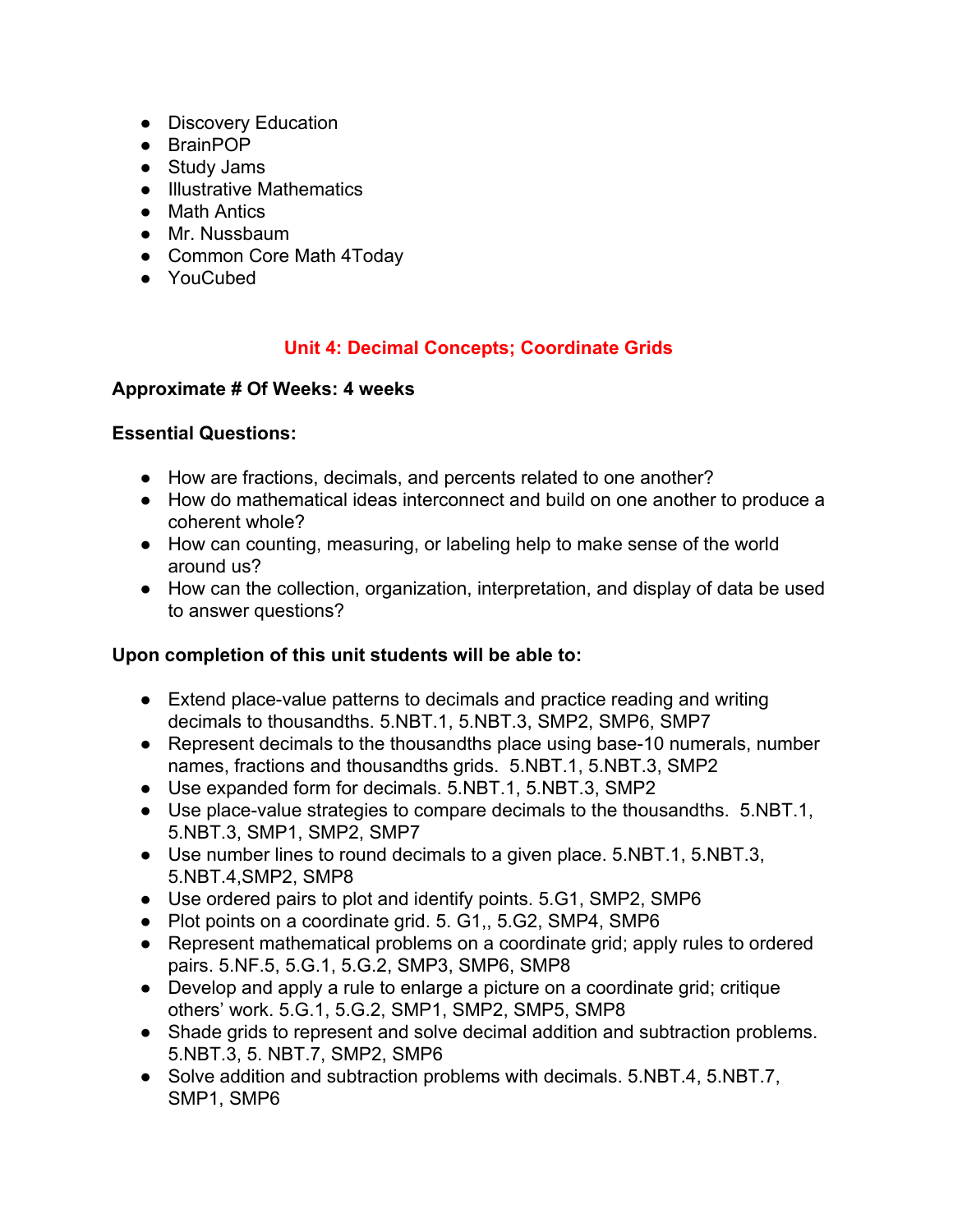- Discovery Education
- BrainPOP
- Study Jams
- Illustrative Mathematics
- Math Antics
- Mr. Nussbaum
- Common Core Math 4Today
- YouCubed

## Unit 4: Decimal Concepts; Coordinate Grids

**Approximate # Of Weeks: 4 weeks**

**Essential Questions:**

- How are fractions, decimals, and percents related to one another?
- How do mathematical ideas interconnect and build on one another to produce a coherent whole?
- How can counting, measuring, or labeling help to make sense of the world around us?
- How can the collection, organization, interpretation, and display of data be used to answer questions?

**Upon completion of this unit students will be able to:**

- Extend place-value patterns to decimals and practice reading and writing decimals to thousandths. 5.NBT.1, 5.NBT.3, SMP2, SMP6, SMP7
- Represent decimals to the thousandths place using base-10 numerals, number names, fractions and thousandths grids. 5.NBT.1, 5.NBT.3, SMP2
- Use expanded form for decimals. 5.NBT.1, 5.NBT.3, SMP2
- Use place-value strategies to compare decimals to the thousandths. 5.NBT.1, 5.NBT.3, SMP1, SMP2, SMP7
- Use number lines to round decimals to a given place. 5.NBT.1, 5.NBT.3, 5.NBT.4,SMP2, SMP8
- Use ordered pairs to plot and identify points. 5.G1, SMP2, SMP6
- Plot points on a coordinate grid. 5. G1,, 5.G2, SMP4, SMP6
- Represent mathematical problems on a coordinate grid; apply rules to ordered pairs. 5.NF.5, 5.G.1, 5.G.2, SMP3, SMP6, SMP8
- Develop and apply a rule to enlarge a picture on a coordinate grid; critique others' work. 5.G.1, 5.G.2, SMP1, SMP2, SMP5, SMP8
- Shade grids to represent and solve decimal addition and subtraction problems. 5.NBT.3, 5. NBT.7, SMP2, SMP6
- Solve addition and subtraction problems with decimals. 5.NBT.4, 5.NBT.7, SMP1, SMP6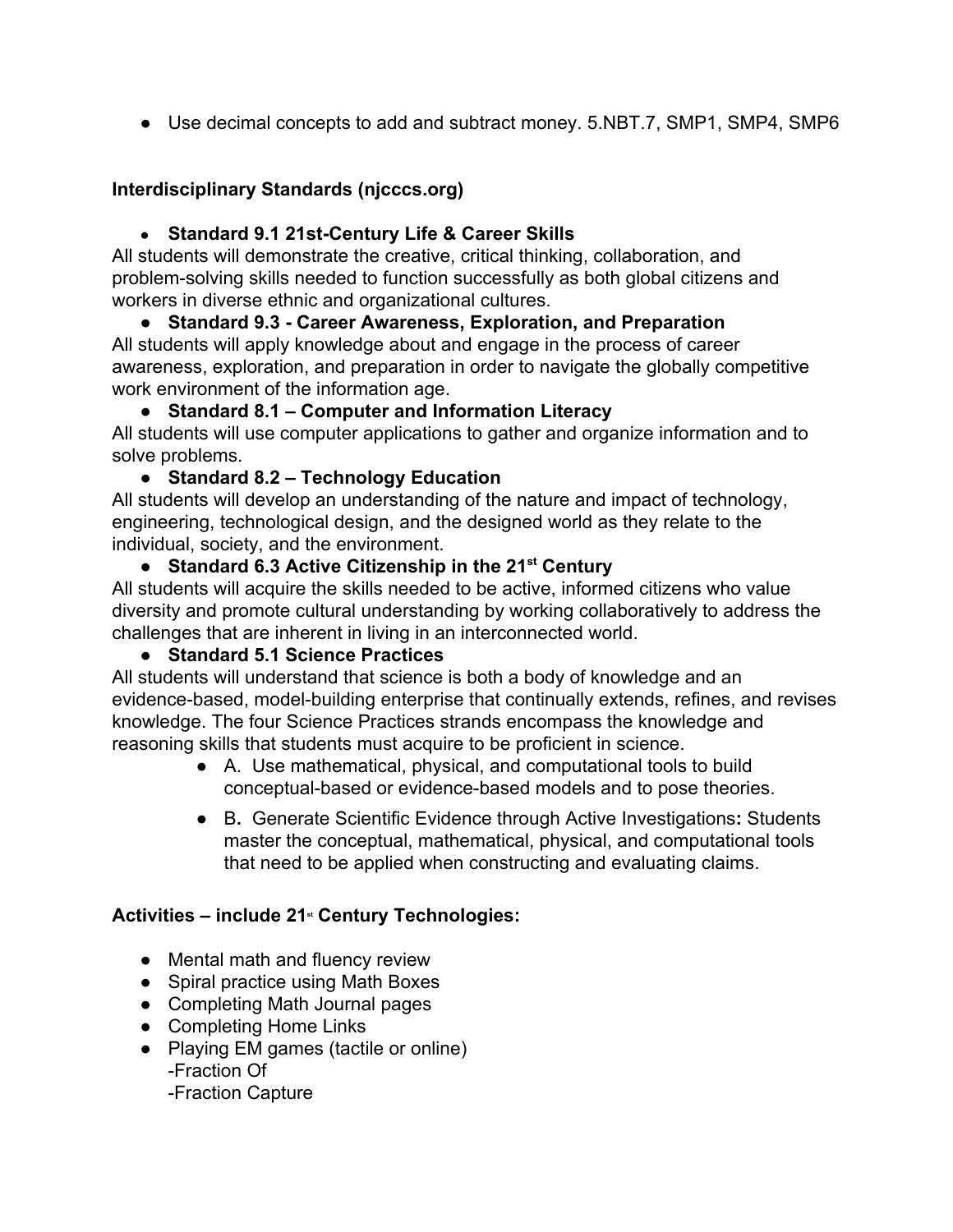- Use decimal concepts to add and subtract money. 5.NBT.7, SMP1, SMP4, SMP6

**Interdisciplinary Standards (njcccs.org)**

- **Standard 9.1 21st-Century Life & Career Skills**

All students will demonstrate the creative, critical thinking, collaboration, and problem-solving skills needed to function successfully as both global citizens and workers in diverse ethnic and organizational cultures.

- **Standard 9.3 - Career Awareness, Exploration, and Preparation**

All students will apply knowledge about and engage in the process of career awareness, exploration, and preparation in order to navigate the globally competitive work environment of the information age.

- **Standard 8.1 – Computer and Information Literacy**

All students will use computer applications to gather and organize information and to solve problems.

- **Standard 8.2 – Technology Education**

All students will develop an understanding of the nature and impact of technology, engineering, technological design, and the designed world as they relate to the individual, society, and the environment.

- **Standard 6.3 Active Citizenship in the 21st Century**

All students will acquire the skills needed to be active, informed citizens who value diversity and promote cultural understanding by working collaboratively to address the challenges that are inherent in living in an interconnected world.

- **Standard 5.1 Science Practices**

All students will understand that science is both a body of knowledge and an evidence-based, model-building enterprise that continually extends, refines, and revises knowledge. The four Science Practices strands encompass the knowledge and reasoning skills that students must acquire to be proficient in science.

  - A. Use mathematical, physical, and computational tools to build conceptual-based or evidence-based models and to pose theories.
  - B**.** Generate Scientific Evidence through Active Investigations**:** Students master the conceptual, mathematical, physical, and computational tools that need to be applied when constructing and evaluating claims.

**Activities – include 21st Century Technologies:**

- Mental math and fluency review
- Spiral practice using Math Boxes
- Completing Math Journal pages
- Completing Home Links
- Playing EM games (tactile or online)
  -Fraction Of
  -Fraction Capture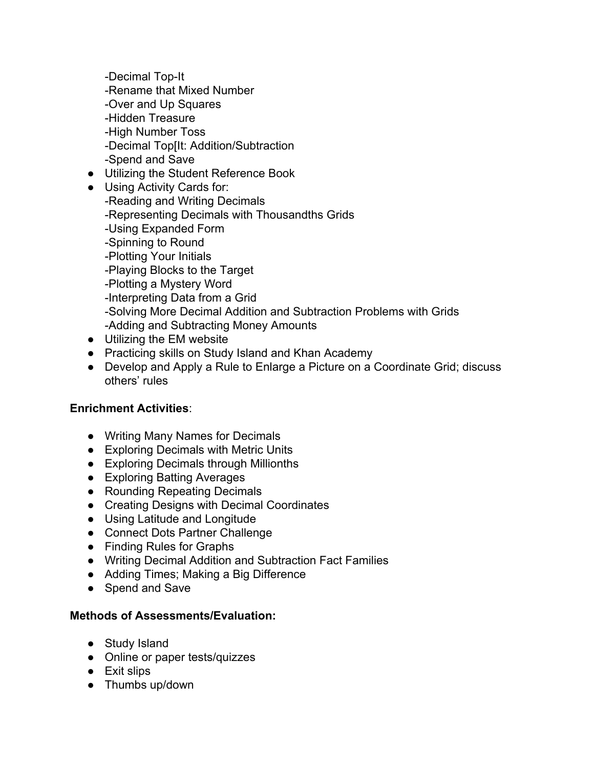-Decimal Top-It
-Rename that Mixed Number
-Over and Up Squares
-Hidden Treasure
-High Number Toss
-Decimal Top[It: Addition/Subtraction
-Spend and Save

- Utilizing the Student Reference Book
- Using Activity Cards for:
  -Reading and Writing Decimals
  -Representing Decimals with Thousandths Grids
  -Using Expanded Form
  -Spinning to Round
  -Plotting Your Initials
  -Playing Blocks to the Target
  -Plotting a Mystery Word
  -Interpreting Data from a Grid
  -Solving More Decimal Addition and Subtraction Problems with Grids
  -Adding and Subtracting Money Amounts
- Utilizing the EM website
- Practicing skills on Study Island and Khan Academy
- Develop and Apply a Rule to Enlarge a Picture on a Coordinate Grid; discuss others' rules

**Enrichment Activities**:

- Writing Many Names for Decimals
- Exploring Decimals with Metric Units
- Exploring Decimals through Millionths
- Exploring Batting Averages
- Rounding Repeating Decimals
- Creating Designs with Decimal Coordinates
- Using Latitude and Longitude
- Connect Dots Partner Challenge
- Finding Rules for Graphs
- Writing Decimal Addition and Subtraction Fact Families
- Adding Times; Making a Big Difference
- Spend and Save

**Methods of Assessments/Evaluation:**

- Study Island
- Online or paper tests/quizzes
- Exit slips
- Thumbs up/down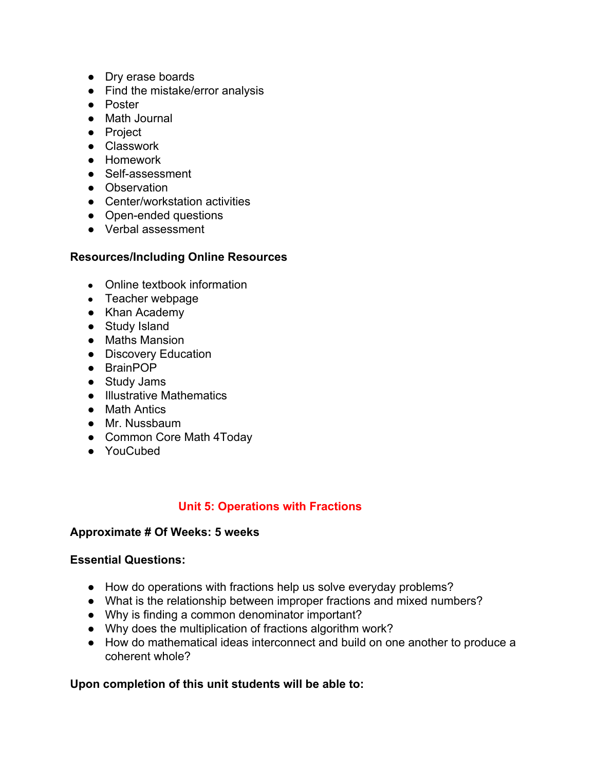- Dry erase boards
- Find the mistake/error analysis
- Poster
- Math Journal
- Project
- Classwork
- Homework
- Self-assessment
- Observation
- Center/workstation activities
- Open-ended questions
- Verbal assessment

**Resources/Including Online Resources**

- Online textbook information
- Teacher webpage
- Khan Academy
- Study Island
- Maths Mansion
- Discovery Education
- BrainPOP
- Study Jams
- Illustrative Mathematics
- Math Antics
- Mr. Nussbaum
- Common Core Math 4Today
- YouCubed

## Unit 5: Operations with Fractions

**Approximate # Of Weeks: 5 weeks**

**Essential Questions:**

- How do operations with fractions help us solve everyday problems?
- What is the relationship between improper fractions and mixed numbers?
- Why is finding a common denominator important?
- Why does the multiplication of fractions algorithm work?
- How do mathematical ideas interconnect and build on one another to produce a coherent whole?

**Upon completion of this unit students will be able to:**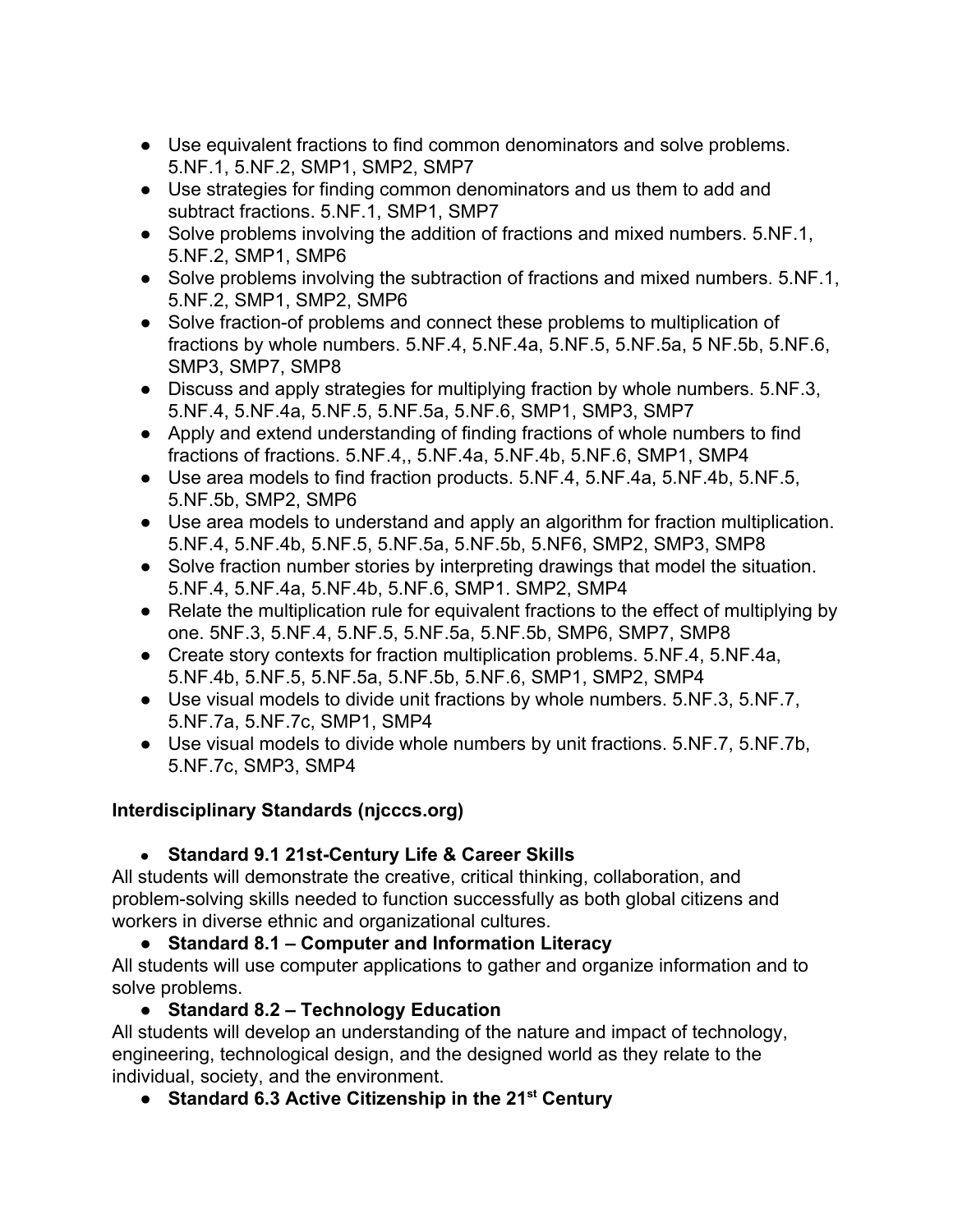- Use equivalent fractions to find common denominators and solve problems. 5.NF.1, 5.NF.2, SMP1, SMP2, SMP7
- Use strategies for finding common denominators and us them to add and subtract fractions. 5.NF.1, SMP1, SMP7
- Solve problems involving the addition of fractions and mixed numbers. 5.NF.1, 5.NF.2, SMP1, SMP6
- Solve problems involving the subtraction of fractions and mixed numbers. 5.NF.1, 5.NF.2, SMP1, SMP2, SMP6
- Solve fraction-of problems and connect these problems to multiplication of fractions by whole numbers. 5.NF.4, 5.NF.4a, 5.NF.5, 5.NF.5a, 5 NF.5b, 5.NF.6, SMP3, SMP7, SMP8
- Discuss and apply strategies for multiplying fraction by whole numbers. 5.NF.3, 5.NF.4, 5.NF.4a, 5.NF.5, 5.NF.5a, 5.NF.6, SMP1, SMP3, SMP7
- Apply and extend understanding of finding fractions of whole numbers to find fractions of fractions. 5.NF.4,, 5.NF.4a, 5.NF.4b, 5.NF.6, SMP1, SMP4
- Use area models to find fraction products. 5.NF.4, 5.NF.4a, 5.NF.4b, 5.NF.5, 5.NF.5b, SMP2, SMP6
- Use area models to understand and apply an algorithm for fraction multiplication. 5.NF.4, 5.NF.4b, 5.NF.5, 5.NF.5a, 5.NF.5b, 5.NF6, SMP2, SMP3, SMP8
- Solve fraction number stories by interpreting drawings that model the situation. 5.NF.4, 5.NF.4a, 5.NF.4b, 5.NF.6, SMP1. SMP2, SMP4
- Relate the multiplication rule for equivalent fractions to the effect of multiplying by one. 5NF.3, 5.NF.4, 5.NF.5, 5.NF.5a, 5.NF.5b, SMP6, SMP7, SMP8
- Create story contexts for fraction multiplication problems. 5.NF.4, 5.NF.4a, 5.NF.4b, 5.NF.5, 5.NF.5a, 5.NF.5b, 5.NF.6, SMP1, SMP2, SMP4
- Use visual models to divide unit fractions by whole numbers. 5.NF.3, 5.NF.7, 5.NF.7a, 5.NF.7c, SMP1, SMP4
- Use visual models to divide whole numbers by unit fractions. 5.NF.7, 5.NF.7b, 5.NF.7c, SMP3, SMP4

**Interdisciplinary Standards (njcccs.org)**

- **Standard 9.1 21st-Century Life & Career Skills**

All students will demonstrate the creative, critical thinking, collaboration, and problem-solving skills needed to function successfully as both global citizens and workers in diverse ethnic and organizational cultures.

- **Standard 8.1 – Computer and Information Literacy**

All students will use computer applications to gather and organize information and to solve problems.

- **Standard 8.2 – Technology Education**

All students will develop an understanding of the nature and impact of technology, engineering, technological design, and the designed world as they relate to the individual, society, and the environment.

- **Standard 6.3 Active Citizenship in the 21st Century**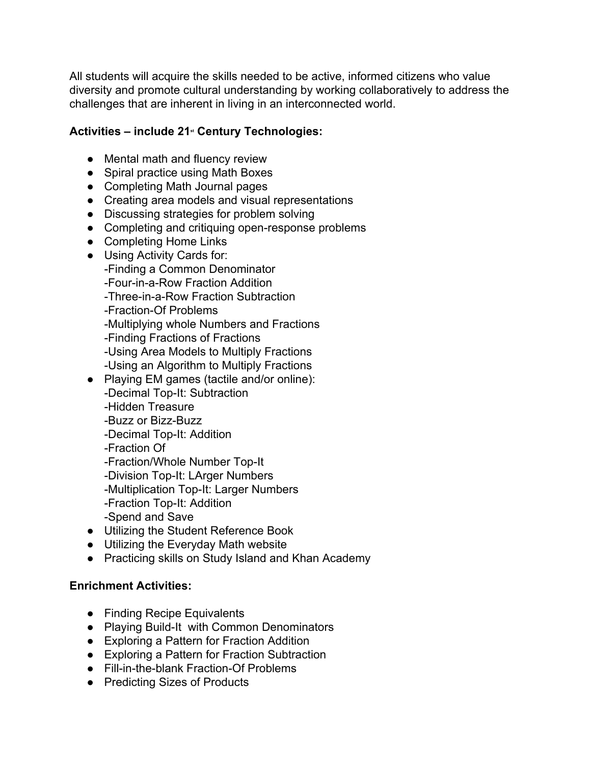All students will acquire the skills needed to be active, informed citizens who value diversity and promote cultural understanding by working collaboratively to address the challenges that are inherent in living in an interconnected world.

**Activities – include 21st Century Technologies:**

- Mental math and fluency review
- Spiral practice using Math Boxes
- Completing Math Journal pages
- Creating area models and visual representations
- Discussing strategies for problem solving
- Completing and critiquing open-response problems
- Completing Home Links
- Using Activity Cards for:
  - -Finding a Common Denominator
  - -Four-in-a-Row Fraction Addition
  - -Three-in-a-Row Fraction Subtraction
  - -Fraction-Of Problems
  - -Multiplying whole Numbers and Fractions
  - -Finding Fractions of Fractions
  - -Using Area Models to Multiply Fractions
  - -Using an Algorithm to Multiply Fractions
- Playing EM games (tactile and/or online):
  - -Decimal Top-It: Subtraction
  - -Hidden Treasure
  - -Buzz or Bizz-Buzz
  - -Decimal Top-It: Addition
  - -Fraction Of
  - -Fraction/Whole Number Top-It
  - -Division Top-It: LArger Numbers
  - -Multiplication Top-It: Larger Numbers
  - -Fraction Top-It: Addition
  - -Spend and Save
- Utilizing the Student Reference Book
- Utilizing the Everyday Math website
- Practicing skills on Study Island and Khan Academy

**Enrichment Activities:**

- Finding Recipe Equivalents
- Playing Build-It with Common Denominators
- Exploring a Pattern for Fraction Addition
- Exploring a Pattern for Fraction Subtraction
- Fill-in-the-blank Fraction-Of Problems
- Predicting Sizes of Products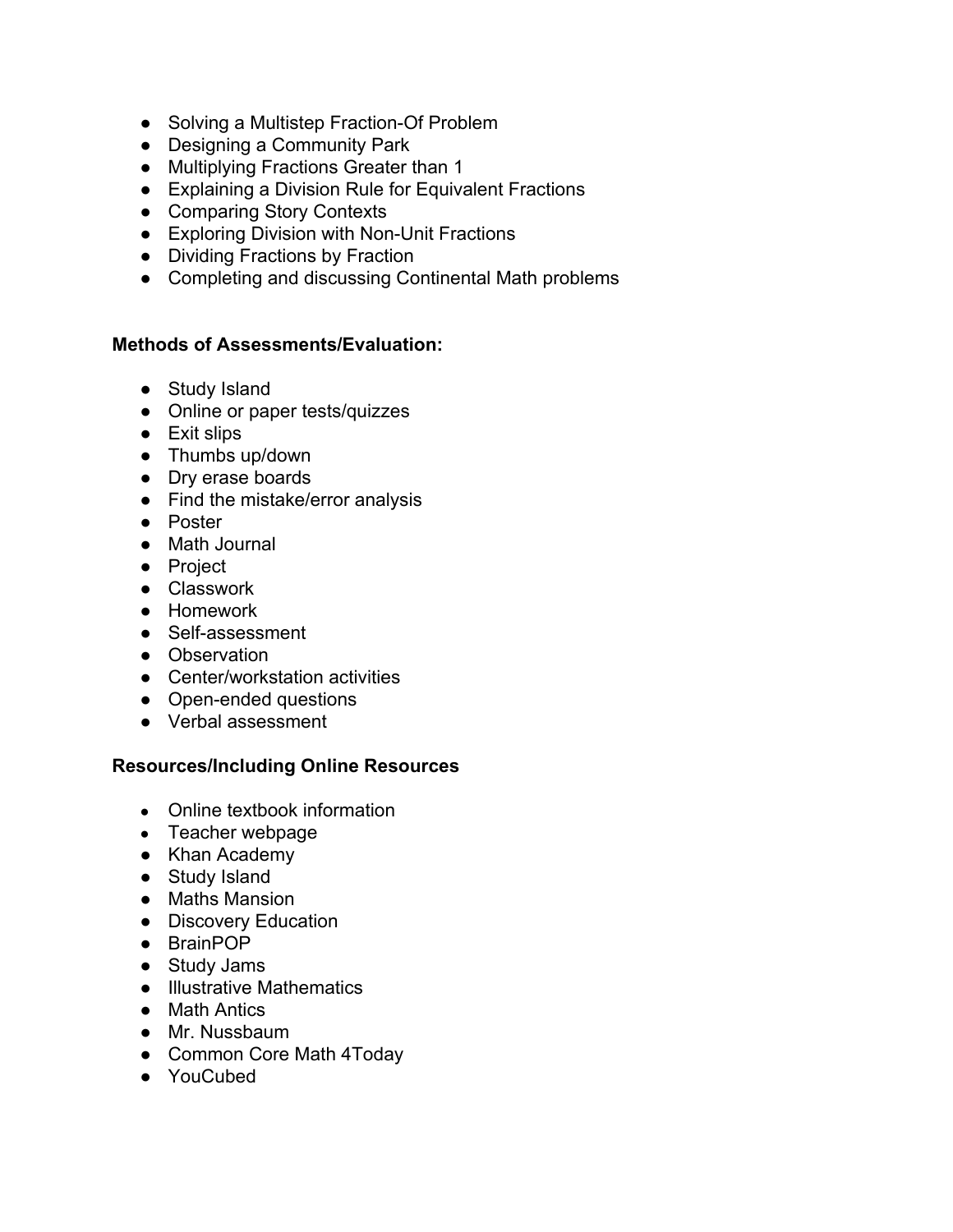- Solving a Multistep Fraction-Of Problem
- Designing a Community Park
- Multiplying Fractions Greater than 1
- Explaining a Division Rule for Equivalent Fractions
- Comparing Story Contexts
- Exploring Division with Non-Unit Fractions
- Dividing Fractions by Fraction
- Completing and discussing Continental Math problems

**Methods of Assessments/Evaluation:**

- Study Island
- Online or paper tests/quizzes
- Exit slips
- Thumbs up/down
- Dry erase boards
- Find the mistake/error analysis
- Poster
- Math Journal
- Project
- Classwork
- Homework
- Self-assessment
- Observation
- Center/workstation activities
- Open-ended questions
- Verbal assessment

**Resources/Including Online Resources**

- Online textbook information
- Teacher webpage
- Khan Academy
- Study Island
- Maths Mansion
- Discovery Education
- BrainPOP
- Study Jams
- Illustrative Mathematics
- Math Antics
- Mr. Nussbaum
- Common Core Math 4Today
- YouCubed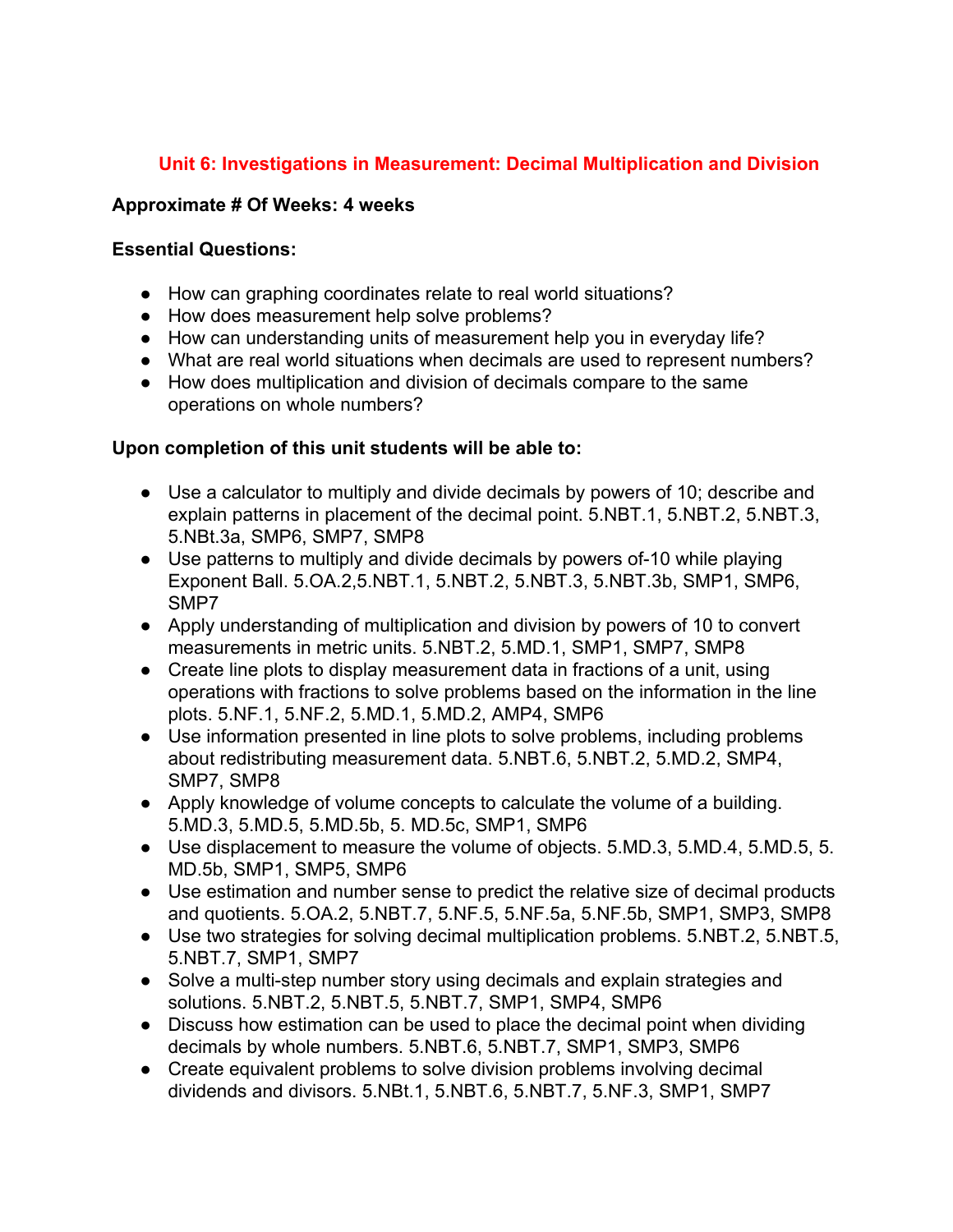## Unit 6: Investigations in Measurement: Decimal Multiplication and Division

**Approximate # Of Weeks: 4 weeks**

**Essential Questions:**

- How can graphing coordinates relate to real world situations?
- How does measurement help solve problems?
- How can understanding units of measurement help you in everyday life?
- What are real world situations when decimals are used to represent numbers?
- How does multiplication and division of decimals compare to the same operations on whole numbers?

**Upon completion of this unit students will be able to:**

- Use a calculator to multiply and divide decimals by powers of 10; describe and explain patterns in placement of the decimal point. 5.NBT.1, 5.NBT.2, 5.NBT.3, 5.NBt.3a, SMP6, SMP7, SMP8
- Use patterns to multiply and divide decimals by powers of-10 while playing Exponent Ball. 5.OA.2,5.NBT.1, 5.NBT.2, 5.NBT.3, 5.NBT.3b, SMP1, SMP6, SMP7
- Apply understanding of multiplication and division by powers of 10 to convert measurements in metric units. 5.NBT.2, 5.MD.1, SMP1, SMP7, SMP8
- Create line plots to display measurement data in fractions of a unit, using operations with fractions to solve problems based on the information in the line plots. 5.NF.1, 5.NF.2, 5.MD.1, 5.MD.2, AMP4, SMP6
- Use information presented in line plots to solve problems, including problems about redistributing measurement data. 5.NBT.6, 5.NBT.2, 5.MD.2, SMP4, SMP7, SMP8
- Apply knowledge of volume concepts to calculate the volume of a building. 5.MD.3, 5.MD.5, 5.MD.5b, 5. MD.5c, SMP1, SMP6
- Use displacement to measure the volume of objects. 5.MD.3, 5.MD.4, 5.MD.5, 5. MD.5b, SMP1, SMP5, SMP6
- Use estimation and number sense to predict the relative size of decimal products and quotients. 5.OA.2, 5.NBT.7, 5.NF.5, 5.NF.5a, 5.NF.5b, SMP1, SMP3, SMP8
- Use two strategies for solving decimal multiplication problems. 5.NBT.2, 5.NBT.5, 5.NBT.7, SMP1, SMP7
- Solve a multi-step number story using decimals and explain strategies and solutions. 5.NBT.2, 5.NBT.5, 5.NBT.7, SMP1, SMP4, SMP6
- Discuss how estimation can be used to place the decimal point when dividing decimals by whole numbers. 5.NBT.6, 5.NBT.7, SMP1, SMP3, SMP6
- Create equivalent problems to solve division problems involving decimal dividends and divisors. 5.NBt.1, 5.NBT.6, 5.NBT.7, 5.NF.3, SMP1, SMP7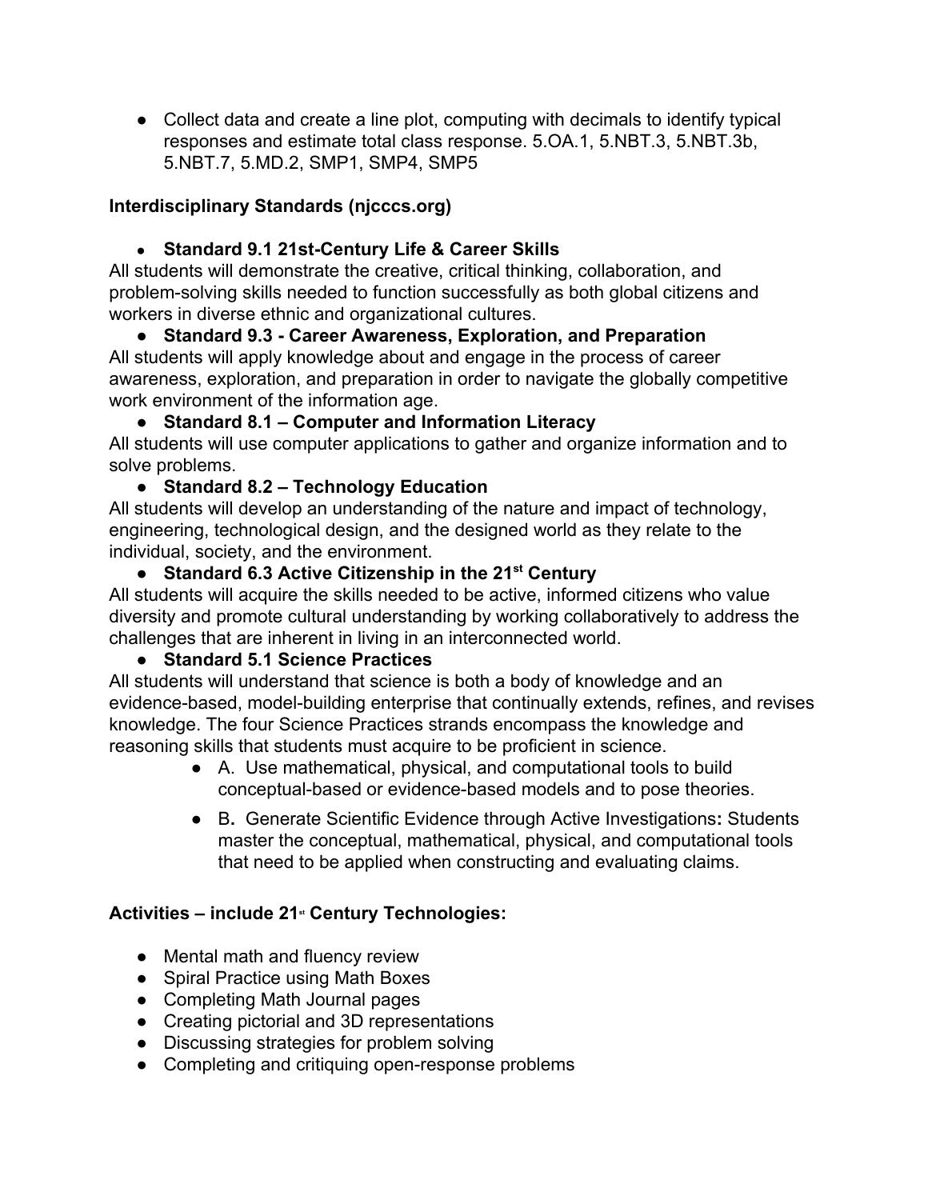- Collect data and create a line plot, computing with decimals to identify typical responses and estimate total class response. 5.OA.1, 5.NBT.3, 5.NBT.3b, 5.NBT.7, 5.MD.2, SMP1, SMP4, SMP5

**Interdisciplinary Standards (njcccs.org)**

- **Standard 9.1 21st-Century Life & Career Skills**

All students will demonstrate the creative, critical thinking, collaboration, and problem-solving skills needed to function successfully as both global citizens and workers in diverse ethnic and organizational cultures.

- **Standard 9.3 - Career Awareness, Exploration, and Preparation**

All students will apply knowledge about and engage in the process of career awareness, exploration, and preparation in order to navigate the globally competitive work environment of the information age.

- **Standard 8.1 – Computer and Information Literacy**

All students will use computer applications to gather and organize information and to solve problems.

- **Standard 8.2 – Technology Education**

All students will develop an understanding of the nature and impact of technology, engineering, technological design, and the designed world as they relate to the individual, society, and the environment.

- **Standard 6.3 Active Citizenship in the 21st Century**

All students will acquire the skills needed to be active, informed citizens who value diversity and promote cultural understanding by working collaboratively to address the challenges that are inherent in living in an interconnected world.

- **Standard 5.1 Science Practices**

All students will understand that science is both a body of knowledge and an evidence-based, model-building enterprise that continually extends, refines, and revises knowledge. The four Science Practices strands encompass the knowledge and reasoning skills that students must acquire to be proficient in science.

  - A. Use mathematical, physical, and computational tools to build conceptual-based or evidence-based models and to pose theories.
  - B**.** Generate Scientific Evidence through Active Investigations**:** Students master the conceptual, mathematical, physical, and computational tools that need to be applied when constructing and evaluating claims.

**Activities – include 21st Century Technologies:**

- Mental math and fluency review
- Spiral Practice using Math Boxes
- Completing Math Journal pages
- Creating pictorial and 3D representations
- Discussing strategies for problem solving
- Completing and critiquing open-response problems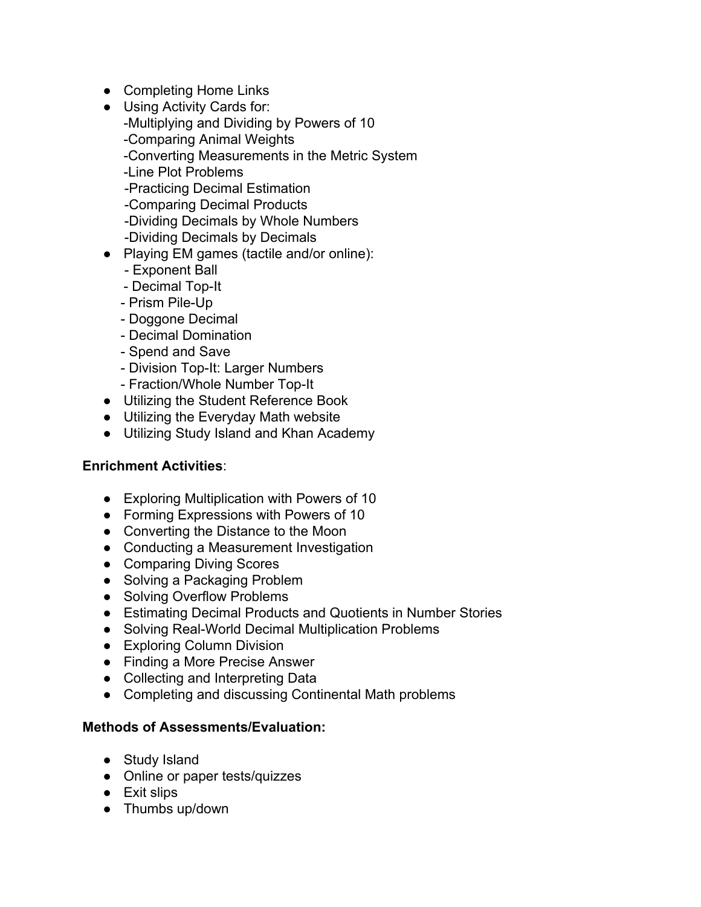- Completing Home Links
- Using Activity Cards for:
  - -Multiplying and Dividing by Powers of 10
  - -Comparing Animal Weights
  - -Converting Measurements in the Metric System
  - -Line Plot Problems
  - -Practicing Decimal Estimation
  - -Comparing Decimal Products
  - -Dividing Decimals by Whole Numbers
  - -Dividing Decimals by Decimals
- Playing EM games (tactile and/or online):
  - - Exponent Ball
  - - Decimal Top-It
  - - Prism Pile-Up
  - - Doggone Decimal
  - - Decimal Domination
  - - Spend and Save
  - - Division Top-It: Larger Numbers
  - - Fraction/Whole Number Top-It
- Utilizing the Student Reference Book
- Utilizing the Everyday Math website
- Utilizing Study Island and Khan Academy

**Enrichment Activities**:

- Exploring Multiplication with Powers of 10
- Forming Expressions with Powers of 10
- Converting the Distance to the Moon
- Conducting a Measurement Investigation
- Comparing Diving Scores
- Solving a Packaging Problem
- Solving Overflow Problems
- Estimating Decimal Products and Quotients in Number Stories
- Solving Real-World Decimal Multiplication Problems
- Exploring Column Division
- Finding a More Precise Answer
- Collecting and Interpreting Data
- Completing and discussing Continental Math problems

**Methods of Assessments/Evaluation:**

- Study Island
- Online or paper tests/quizzes
- Exit slips
- Thumbs up/down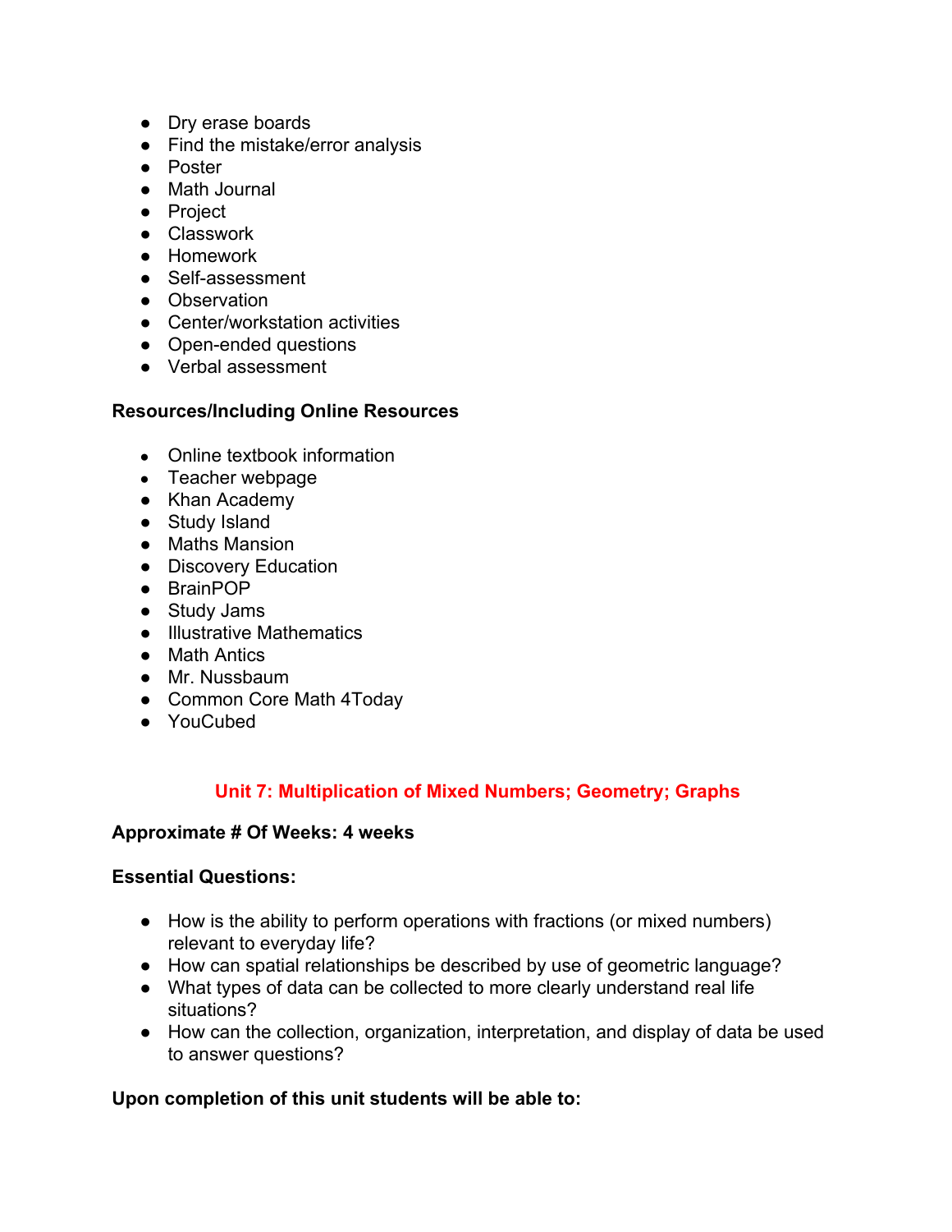- Dry erase boards
- Find the mistake/error analysis
- Poster
- Math Journal
- Project
- Classwork
- Homework
- Self-assessment
- Observation
- Center/workstation activities
- Open-ended questions
- Verbal assessment

**Resources/Including Online Resources**

- Online textbook information
- Teacher webpage
- Khan Academy
- Study Island
- Maths Mansion
- Discovery Education
- BrainPOP
- Study Jams
- Illustrative Mathematics
- Math Antics
- Mr. Nussbaum
- Common Core Math 4Today
- YouCubed

## Unit 7: Multiplication of Mixed Numbers; Geometry; Graphs

**Approximate # Of Weeks: 4 weeks**

**Essential Questions:**

- How is the ability to perform operations with fractions (or mixed numbers) relevant to everyday life?
- How can spatial relationships be described by use of geometric language?
- What types of data can be collected to more clearly understand real life situations?
- How can the collection, organization, interpretation, and display of data be used to answer questions?

**Upon completion of this unit students will be able to:**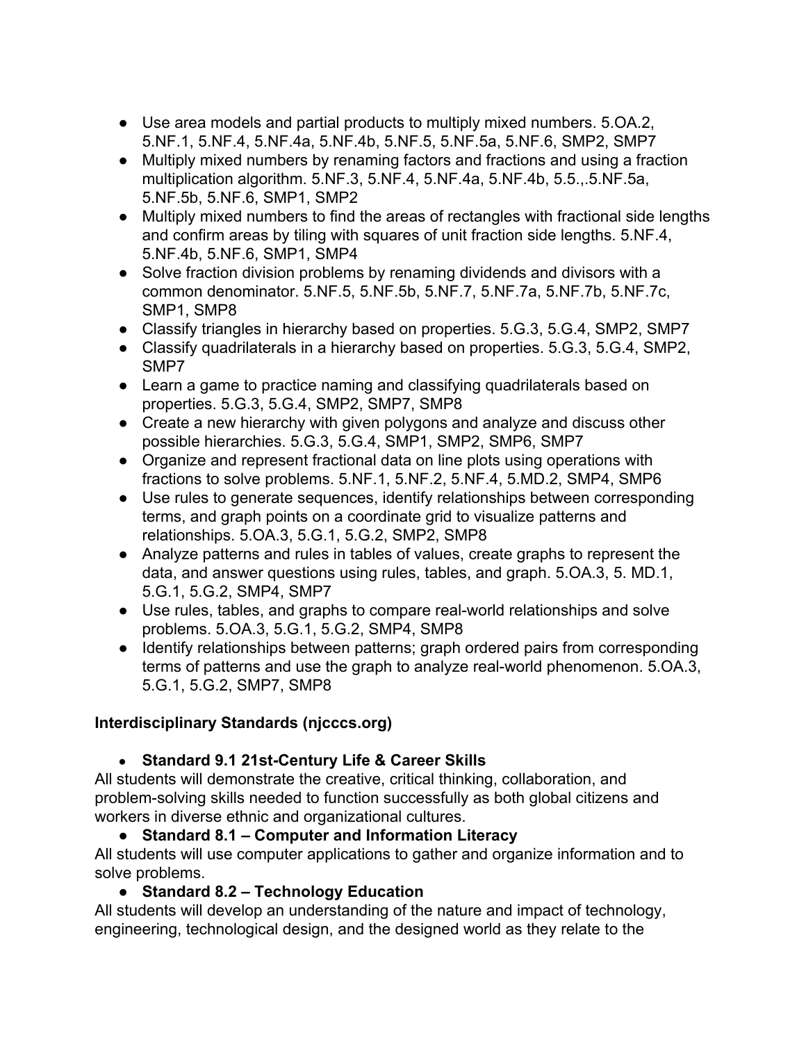- Use area models and partial products to multiply mixed numbers. 5.OA.2, 5.NF.1, 5.NF.4, 5.NF.4a, 5.NF.4b, 5.NF.5, 5.NF.5a, 5.NF.6, SMP2, SMP7
- Multiply mixed numbers by renaming factors and fractions and using a fraction multiplication algorithm. 5.NF.3, 5.NF.4, 5.NF.4a, 5.NF.4b, 5.5.,.5.NF.5a, 5.NF.5b, 5.NF.6, SMP1, SMP2
- Multiply mixed numbers to find the areas of rectangles with fractional side lengths and confirm areas by tiling with squares of unit fraction side lengths. 5.NF.4, 5.NF.4b, 5.NF.6, SMP1, SMP4
- Solve fraction division problems by renaming dividends and divisors with a common denominator. 5.NF.5, 5.NF.5b, 5.NF.7, 5.NF.7a, 5.NF.7b, 5.NF.7c, SMP1, SMP8
- Classify triangles in hierarchy based on properties. 5.G.3, 5.G.4, SMP2, SMP7
- Classify quadrilaterals in a hierarchy based on properties. 5.G.3, 5.G.4, SMP2, SMP7
- Learn a game to practice naming and classifying quadrilaterals based on properties. 5.G.3, 5.G.4, SMP2, SMP7, SMP8
- Create a new hierarchy with given polygons and analyze and discuss other possible hierarchies. 5.G.3, 5.G.4, SMP1, SMP2, SMP6, SMP7
- Organize and represent fractional data on line plots using operations with fractions to solve problems. 5.NF.1, 5.NF.2, 5.NF.4, 5.MD.2, SMP4, SMP6
- Use rules to generate sequences, identify relationships between corresponding terms, and graph points on a coordinate grid to visualize patterns and relationships. 5.OA.3, 5.G.1, 5.G.2, SMP2, SMP8
- Analyze patterns and rules in tables of values, create graphs to represent the data, and answer questions using rules, tables, and graph. 5.OA.3, 5. MD.1, 5.G.1, 5.G.2, SMP4, SMP7
- Use rules, tables, and graphs to compare real-world relationships and solve problems. 5.OA.3, 5.G.1, 5.G.2, SMP4, SMP8
- Identify relationships between patterns; graph ordered pairs from corresponding terms of patterns and use the graph to analyze real-world phenomenon. 5.OA.3, 5.G.1, 5.G.2, SMP7, SMP8

**Interdisciplinary Standards (njcccs.org)**

- **Standard 9.1 21st-Century Life & Career Skills**

All students will demonstrate the creative, critical thinking, collaboration, and problem-solving skills needed to function successfully as both global citizens and workers in diverse ethnic and organizational cultures.

- **Standard 8.1 – Computer and Information Literacy**

All students will use computer applications to gather and organize information and to solve problems.

- **Standard 8.2 – Technology Education**

All students will develop an understanding of the nature and impact of technology, engineering, technological design, and the designed world as they relate to the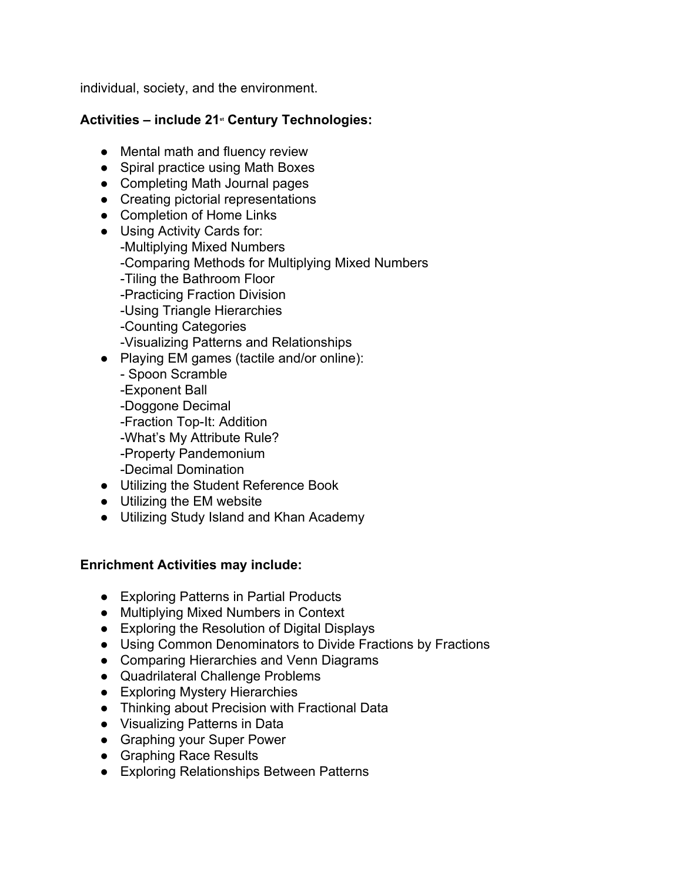individual, society, and the environment.

**Activities – include 21st Century Technologies:**

- Mental math and fluency review
- Spiral practice using Math Boxes
- Completing Math Journal pages
- Creating pictorial representations
- Completion of Home Links
- Using Activity Cards for:
  -Multiplying Mixed Numbers
  -Comparing Methods for Multiplying Mixed Numbers
  -Tiling the Bathroom Floor
  -Practicing Fraction Division
  -Using Triangle Hierarchies
  -Counting Categories
  -Visualizing Patterns and Relationships
- Playing EM games (tactile and/or online):
  - Spoon Scramble
  -Exponent Ball
  -Doggone Decimal
  -Fraction Top-It: Addition
  -What's My Attribute Rule?
  -Property Pandemonium
  -Decimal Domination
- Utilizing the Student Reference Book
- Utilizing the EM website
- Utilizing Study Island and Khan Academy

**Enrichment Activities may include:**

- Exploring Patterns in Partial Products
- Multiplying Mixed Numbers in Context
- Exploring the Resolution of Digital Displays
- Using Common Denominators to Divide Fractions by Fractions
- Comparing Hierarchies and Venn Diagrams
- Quadrilateral Challenge Problems
- Exploring Mystery Hierarchies
- Thinking about Precision with Fractional Data
- Visualizing Patterns in Data
- Graphing your Super Power
- Graphing Race Results
- Exploring Relationships Between Patterns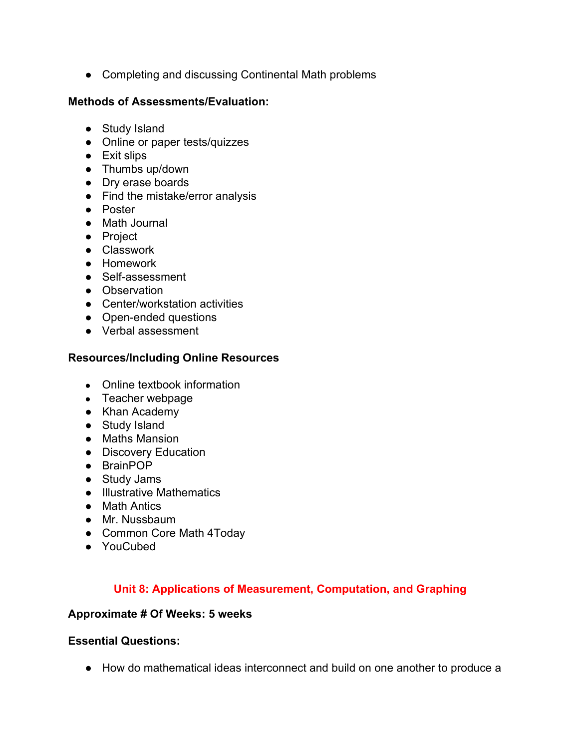- Completing and discussing Continental Math problems

**Methods of Assessments/Evaluation:**

- Study Island
- Online or paper tests/quizzes
- Exit slips
- Thumbs up/down
- Dry erase boards
- Find the mistake/error analysis
- Poster
- Math Journal
- Project
- Classwork
- Homework
- Self-assessment
- Observation
- Center/workstation activities
- Open-ended questions
- Verbal assessment

**Resources/Including Online Resources**

- Online textbook information
- Teacher webpage
- Khan Academy
- Study Island
- Maths Mansion
- Discovery Education
- BrainPOP
- Study Jams
- Illustrative Mathematics
- Math Antics
- Mr. Nussbaum
- Common Core Math 4Today
- YouCubed

## Unit 8: Applications of Measurement, Computation, and Graphing

**Approximate # Of Weeks: 5 weeks**

**Essential Questions:**

- How do mathematical ideas interconnect and build on one another to produce a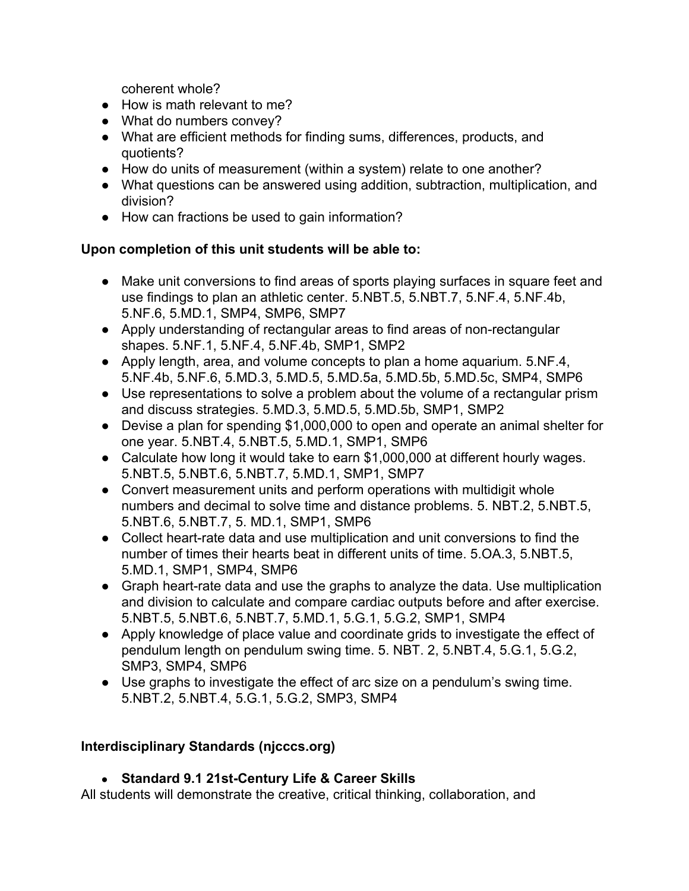coherent whole?

- How is math relevant to me?
- What do numbers convey?
- What are efficient methods for finding sums, differences, products, and quotients?
- How do units of measurement (within a system) relate to one another?
- What questions can be answered using addition, subtraction, multiplication, and division?
- How can fractions be used to gain information?

**Upon completion of this unit students will be able to:**

- Make unit conversions to find areas of sports playing surfaces in square feet and use findings to plan an athletic center. 5.NBT.5, 5.NBT.7, 5.NF.4, 5.NF.4b, 5.NF.6, 5.MD.1, SMP4, SMP6, SMP7
- Apply understanding of rectangular areas to find areas of non-rectangular shapes. 5.NF.1, 5.NF.4, 5.NF.4b, SMP1, SMP2
- Apply length, area, and volume concepts to plan a home aquarium. 5.NF.4, 5.NF.4b, 5.NF.6, 5.MD.3, 5.MD.5, 5.MD.5a, 5.MD.5b, 5.MD.5c, SMP4, SMP6
- Use representations to solve a problem about the volume of a rectangular prism and discuss strategies. 5.MD.3, 5.MD.5, 5.MD.5b, SMP1, SMP2
- Devise a plan for spending $1,000,000 to open and operate an animal shelter for one year. 5.NBT.4, 5.NBT.5, 5.MD.1, SMP1, SMP6
- Calculate how long it would take to earn $1,000,000 at different hourly wages. 5.NBT.5, 5.NBT.6, 5.NBT.7, 5.MD.1, SMP1, SMP7
- Convert measurement units and perform operations with multidigit whole numbers and decimal to solve time and distance problems. 5. NBT.2, 5.NBT.5, 5.NBT.6, 5.NBT.7, 5. MD.1, SMP1, SMP6
- Collect heart-rate data and use multiplication and unit conversions to find the number of times their hearts beat in different units of time. 5.OA.3, 5.NBT.5, 5.MD.1, SMP1, SMP4, SMP6
- Graph heart-rate data and use the graphs to analyze the data. Use multiplication and division to calculate and compare cardiac outputs before and after exercise. 5.NBT.5, 5.NBT.6, 5.NBT.7, 5.MD.1, 5.G.1, 5.G.2, SMP1, SMP4
- Apply knowledge of place value and coordinate grids to investigate the effect of pendulum length on pendulum swing time. 5. NBT. 2, 5.NBT.4, 5.G.1, 5.G.2, SMP3, SMP4, SMP6
- Use graphs to investigate the effect of arc size on a pendulum's swing time. 5.NBT.2, 5.NBT.4, 5.G.1, 5.G.2, SMP3, SMP4

**Interdisciplinary Standards (njcccs.org)**

- **Standard 9.1 21st-Century Life & Career Skills**

All students will demonstrate the creative, critical thinking, collaboration, and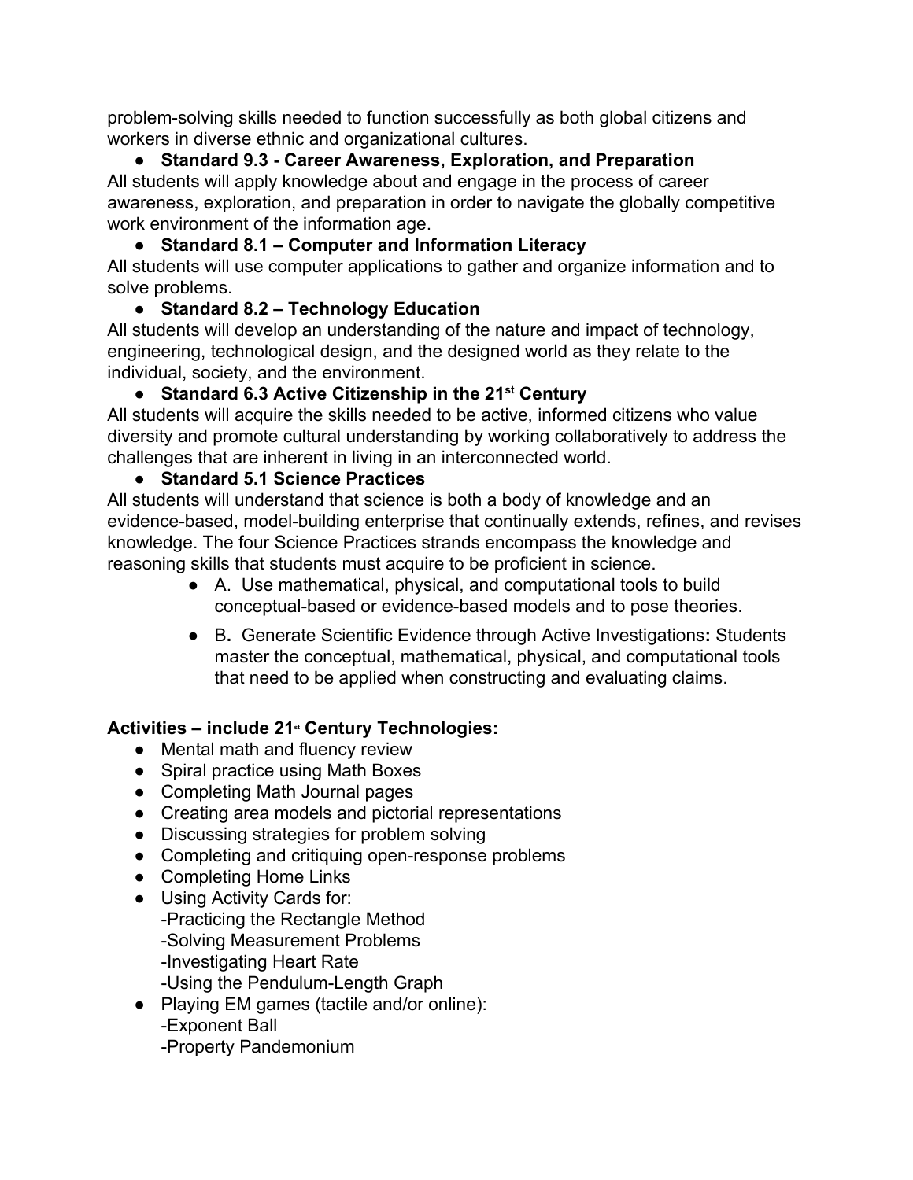problem-solving skills needed to function successfully as both global citizens and workers in diverse ethnic and organizational cultures.

- **Standard 9.3 - Career Awareness, Exploration, and Preparation**

All students will apply knowledge about and engage in the process of career awareness, exploration, and preparation in order to navigate the globally competitive work environment of the information age.

- **Standard 8.1 – Computer and Information Literacy**

All students will use computer applications to gather and organize information and to solve problems.

- **Standard 8.2 – Technology Education**

All students will develop an understanding of the nature and impact of technology, engineering, technological design, and the designed world as they relate to the individual, society, and the environment.

- **Standard 6.3 Active Citizenship in the 21st Century**

All students will acquire the skills needed to be active, informed citizens who value diversity and promote cultural understanding by working collaboratively to address the challenges that are inherent in living in an interconnected world.

- **Standard 5.1 Science Practices**

All students will understand that science is both a body of knowledge and an evidence-based, model-building enterprise that continually extends, refines, and revises knowledge. The four Science Practices strands encompass the knowledge and reasoning skills that students must acquire to be proficient in science.

  - A. Use mathematical, physical, and computational tools to build conceptual-based or evidence-based models and to pose theories.
  - B**.** Generate Scientific Evidence through Active Investigations**:** Students master the conceptual, mathematical, physical, and computational tools that need to be applied when constructing and evaluating claims.

**Activities – include 21st Century Technologies:**

- Mental math and fluency review
- Spiral practice using Math Boxes
- Completing Math Journal pages
- Creating area models and pictorial representations
- Discussing strategies for problem solving
- Completing and critiquing open-response problems
- Completing Home Links
- Using Activity Cards for:
  -Practicing the Rectangle Method
  -Solving Measurement Problems
  -Investigating Heart Rate
  -Using the Pendulum-Length Graph
- Playing EM games (tactile and/or online):
  -Exponent Ball
  -Property Pandemonium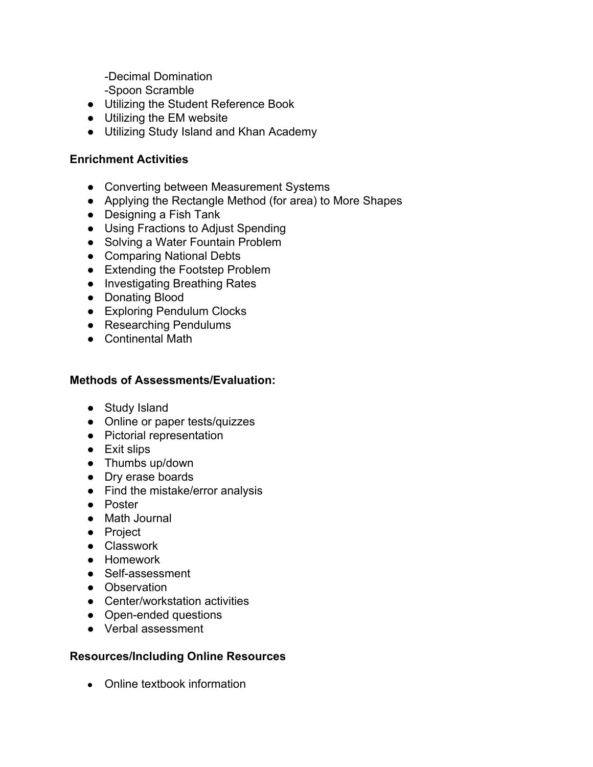-Decimal Domination
  -Spoon Scramble
- Utilizing the Student Reference Book
- Utilizing the EM website
- Utilizing Study Island and Khan Academy

**Enrichment Activities**

- Converting between Measurement Systems
- Applying the Rectangle Method (for area) to More Shapes
- Designing a Fish Tank
- Using Fractions to Adjust Spending
- Solving a Water Fountain Problem
- Comparing National Debts
- Extending the Footstep Problem
- Investigating Breathing Rates
- Donating Blood
- Exploring Pendulum Clocks
- Researching Pendulums
- Continental Math

**Methods of Assessments/Evaluation:**

- Study Island
- Online or paper tests/quizzes
- Pictorial representation
- Exit slips
- Thumbs up/down
- Dry erase boards
- Find the mistake/error analysis
- Poster
- Math Journal
- Project
- Classwork
- Homework
- Self-assessment
- Observation
- Center/workstation activities
- Open-ended questions
- Verbal assessment

**Resources/Including Online Resources**

- Online textbook information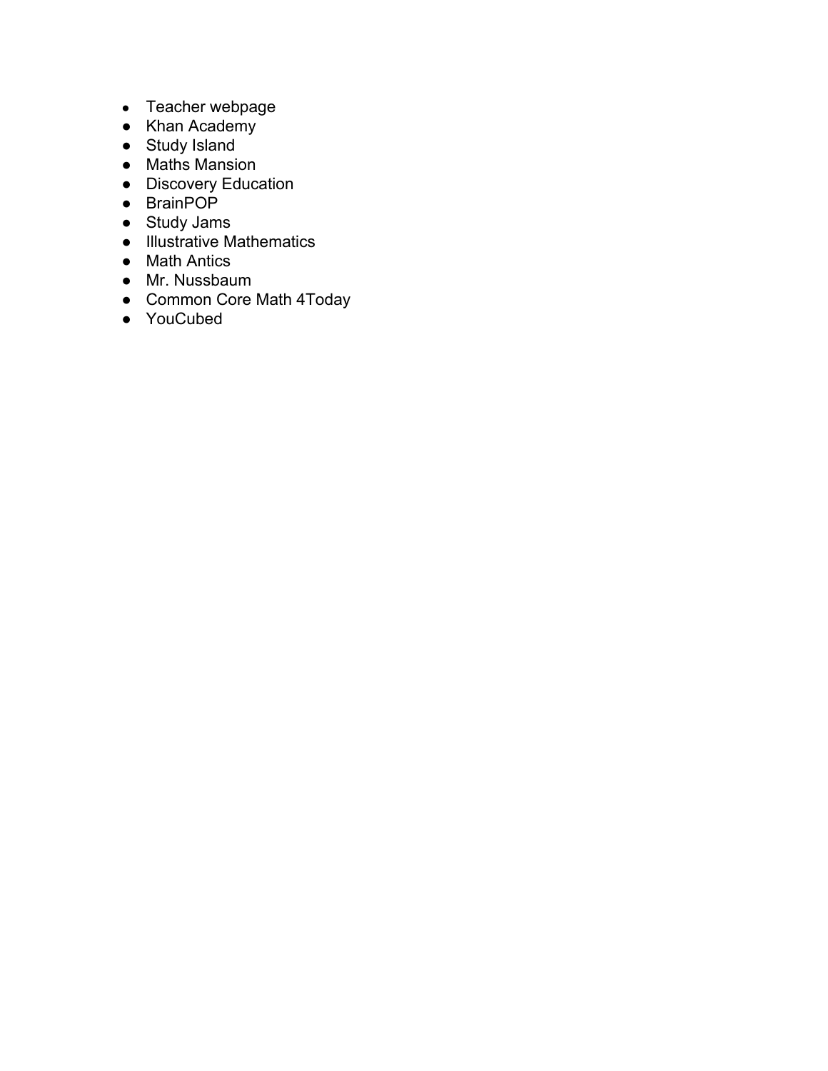- Teacher webpage
- Khan Academy
- Study Island
- Maths Mansion
- Discovery Education
- BrainPOP
- Study Jams
- Illustrative Mathematics
- Math Antics
- Mr. Nussbaum
- Common Core Math 4Today
- YouCubed